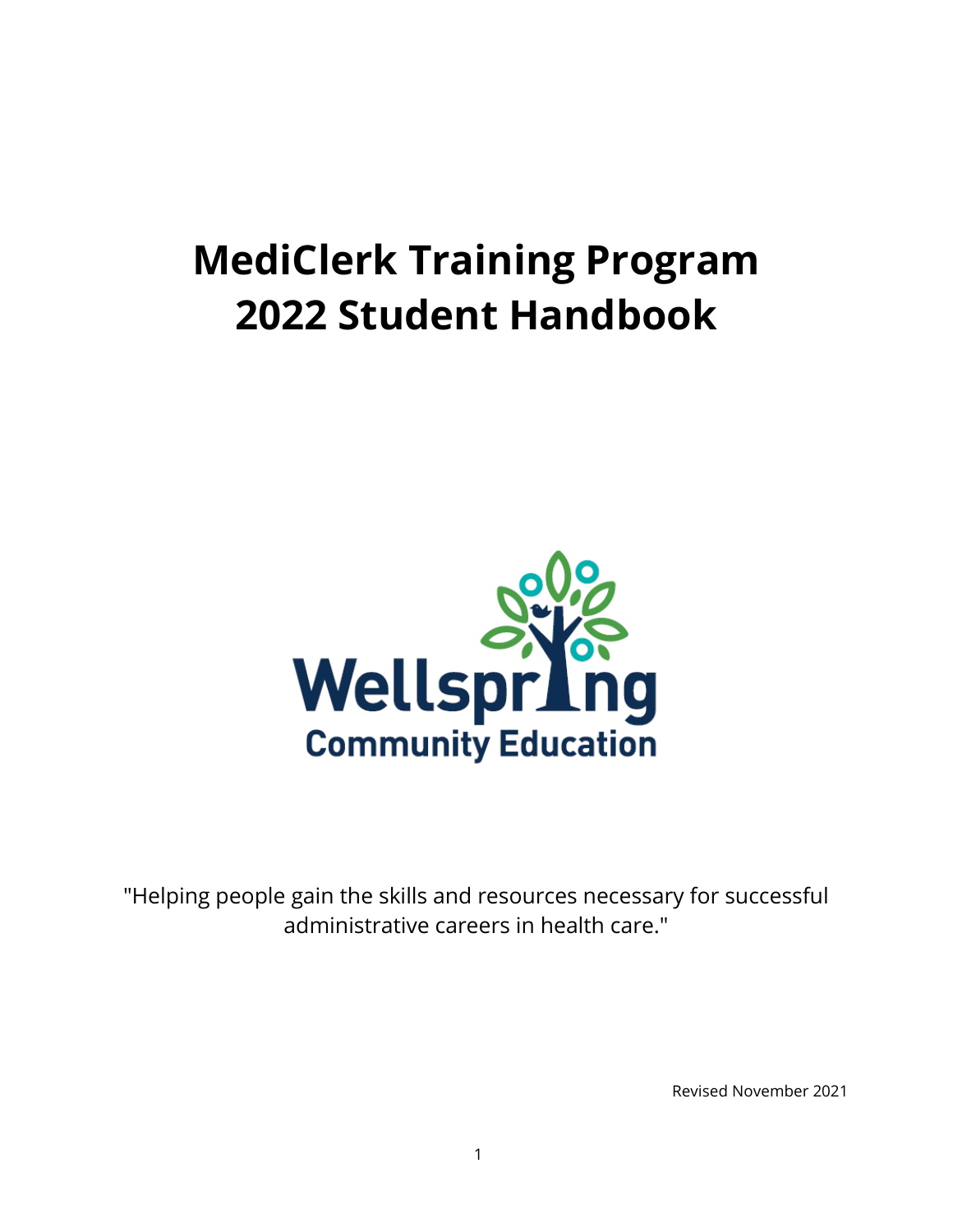# MediClerk Training Program
# 2022 Student Handbook

Wellspring

Community Education

"Helping people gain the skills and resources necessary for successful administrative careers in health care."

Revised November 2021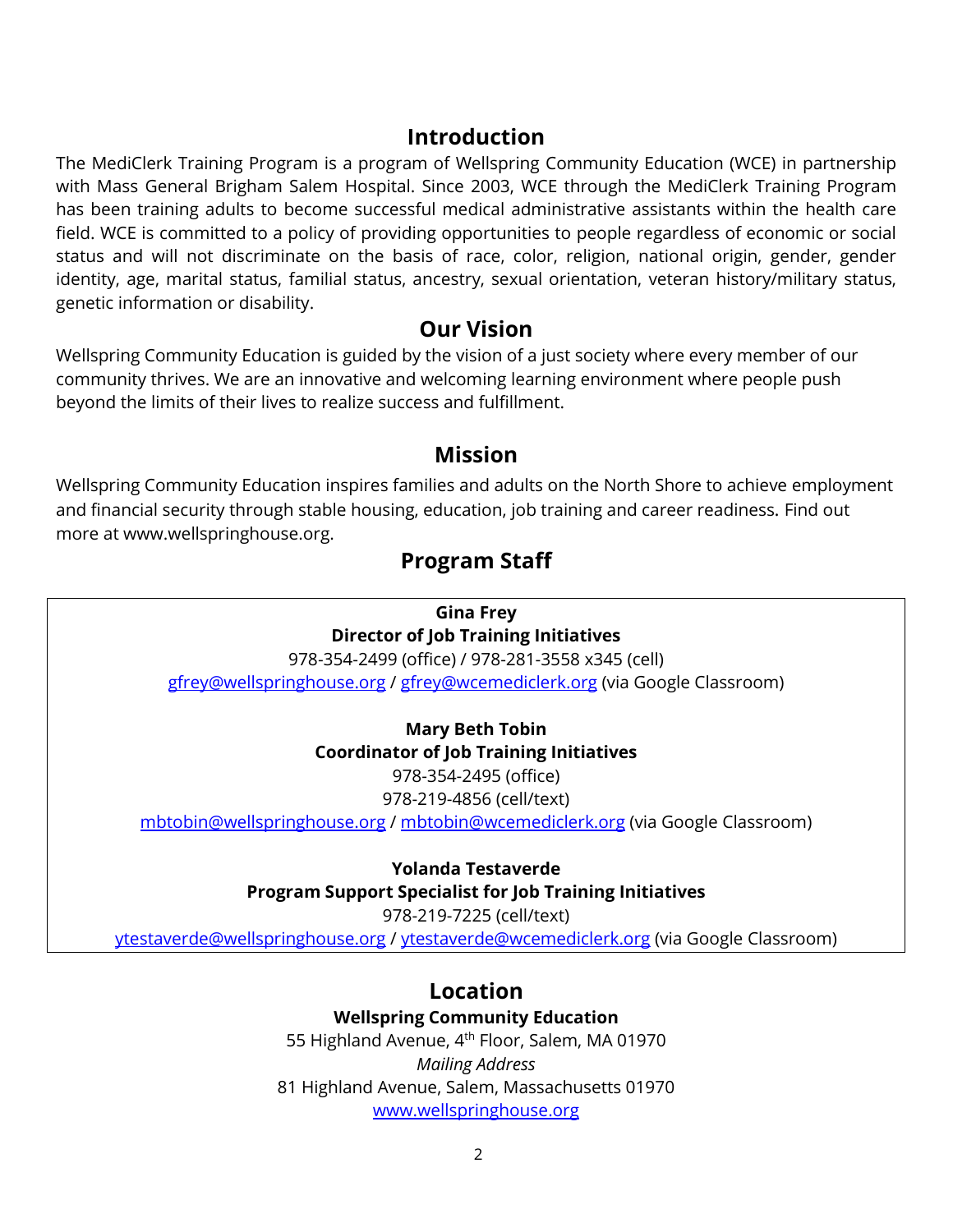## Introduction

The MediClerk Training Program is a program of Wellspring Community Education (WCE) in partnership with Mass General Brigham Salem Hospital. Since 2003, WCE through the MediClerk Training Program has been training adults to become successful medical administrative assistants within the health care field. WCE is committed to a policy of providing opportunities to people regardless of economic or social status and will not discriminate on the basis of race, color, religion, national origin, gender, gender identity, age, marital status, familial status, ancestry, sexual orientation, veteran history/military status, genetic information or disability.

## Our Vision

Wellspring Community Education is guided by the vision of a just society where every member of our community thrives. We are an innovative and welcoming learning environment where people push beyond the limits of their lives to realize success and fulfillment.

## Mission

Wellspring Community Education inspires families and adults on the North Shore to achieve employment and financial security through stable housing, education, job training and career readiness. Find out more at www.wellspringhouse.org.

## Program Staff

**Gina Frey**
**Director of Job Training Initiatives**
978-354-2499 (office) / 978-281-3558 x345 (cell)
gfrey@wellspringhouse.org / gfrey@wcemediclerk.org (via Google Classroom)

**Mary Beth Tobin**
**Coordinator of Job Training Initiatives**
978-354-2495 (office)
978-219-4856 (cell/text)
mbtobin@wellspringhouse.org / mbtobin@wcemediclerk.org (via Google Classroom)

**Yolanda Testaverde**
**Program Support Specialist for Job Training Initiatives**
978-219-7225 (cell/text)
ytestaverde@wellspringhouse.org / ytestaverde@wcemediclerk.org (via Google Classroom)

## Location

**Wellspring Community Education**
55 Highland Avenue, 4th Floor, Salem, MA 01970
*Mailing Address*
81 Highland Avenue, Salem, Massachusetts 01970
www.wellspringhouse.org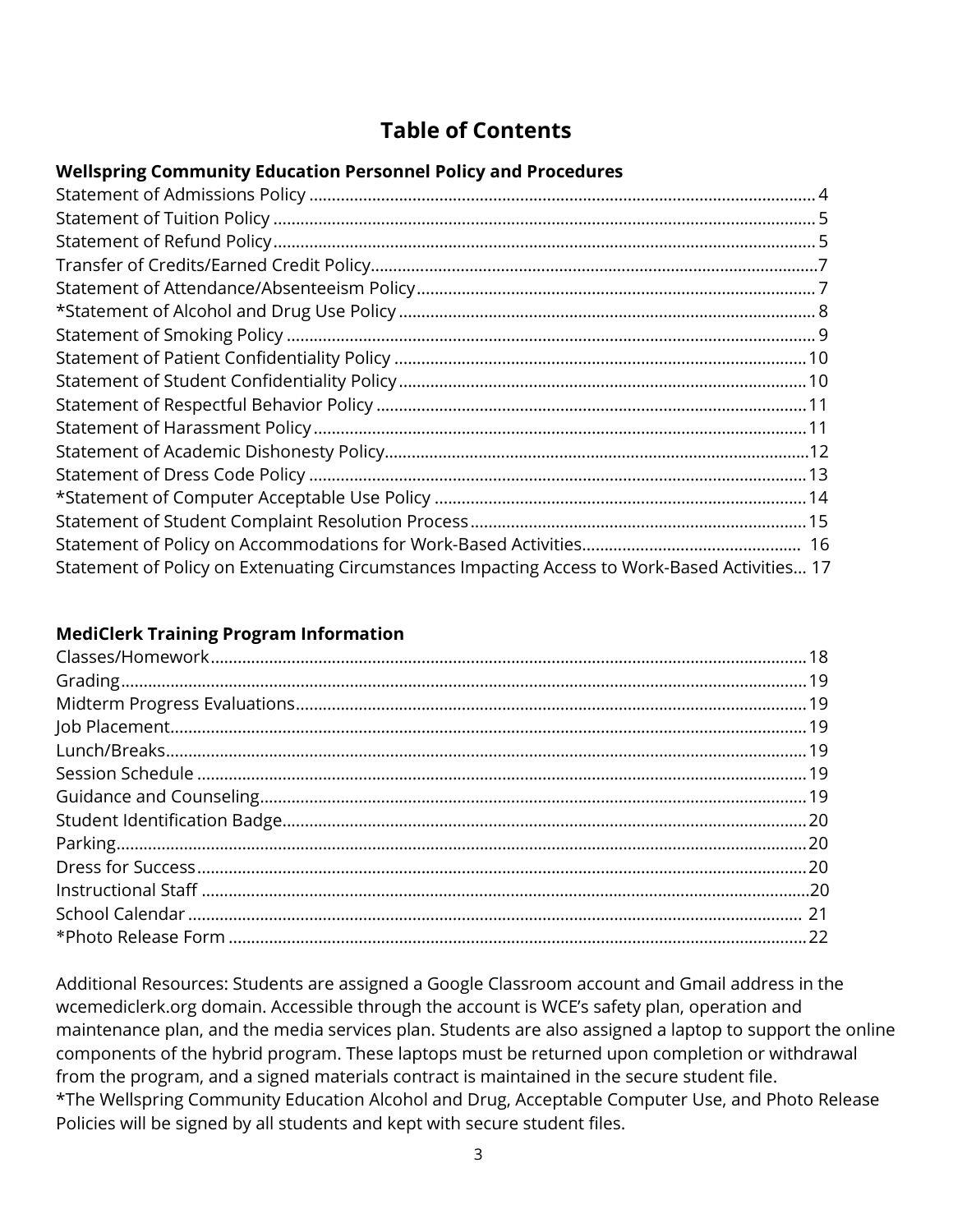# Table of Contents

**Wellspring Community Education Personnel Policy and Procedures**

Statement of Admissions Policy ........................................................ 4
Statement of Tuition Policy ........................................................ 5
Statement of Refund Policy ........................................................ 5
Transfer of Credits/Earned Credit Policy ........................................................ 7
Statement of Attendance/Absenteeism Policy ........................................................ 7
*Statement of Alcohol and Drug Use Policy ........................................................ 8
Statement of Smoking Policy ........................................................ 9
Statement of Patient Confidentiality Policy ........................................................ 10
Statement of Student Confidentiality Policy ........................................................ 10
Statement of Respectful Behavior Policy ........................................................ 11
Statement of Harassment Policy ........................................................ 11
Statement of Academic Dishonesty Policy ........................................................ 12
Statement of Dress Code Policy ........................................................ 13
*Statement of Computer Acceptable Use Policy ........................................................ 14
Statement of Student Complaint Resolution Process ........................................................ 15
Statement of Policy on Accommodations for Work-Based Activities ........................................................ 16
Statement of Policy on Extenuating Circumstances Impacting Access to Work-Based Activities... 17

**MediClerk Training Program Information**

Classes/Homework ........................................................ 18
Grading ........................................................ 19
Midterm Progress Evaluations ........................................................ 19
Job Placement ........................................................ 19
Lunch/Breaks ........................................................ 19
Session Schedule ........................................................ 19
Guidance and Counseling ........................................................ 19
Student Identification Badge ........................................................ 20
Parking ........................................................ 20
Dress for Success ........................................................ 20
Instructional Staff ........................................................ 20
School Calendar ........................................................ 21
*Photo Release Form ........................................................ 22

Additional Resources: Students are assigned a Google Classroom account and Gmail address in the wcemediclerk.org domain. Accessible through the account is WCE's safety plan, operation and maintenance plan, and the media services plan. Students are also assigned a laptop to support the online components of the hybrid program. These laptops must be returned upon completion or withdrawal from the program, and a signed materials contract is maintained in the secure student file.
*The Wellspring Community Education Alcohol and Drug, Acceptable Computer Use, and Photo Release Policies will be signed by all students and kept with secure student files.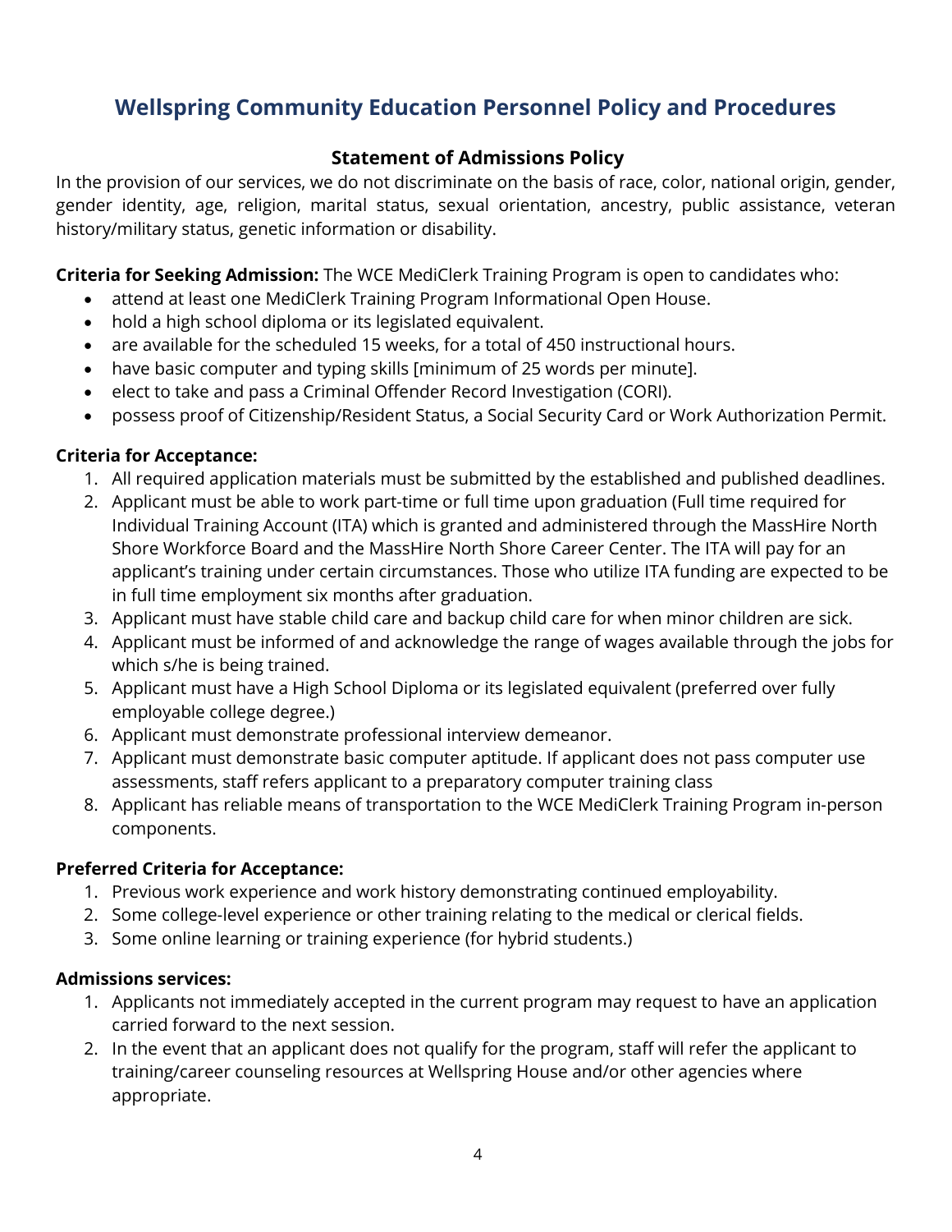# Wellspring Community Education Personnel Policy and Procedures

## Statement of Admissions Policy

In the provision of our services, we do not discriminate on the basis of race, color, national origin, gender, gender identity, age, religion, marital status, sexual orientation, ancestry, public assistance, veteran history/military status, genetic information or disability.

**Criteria for Seeking Admission:** The WCE MediClerk Training Program is open to candidates who:

- attend at least one MediClerk Training Program Informational Open House.
- hold a high school diploma or its legislated equivalent.
- are available for the scheduled 15 weeks, for a total of 450 instructional hours.
- have basic computer and typing skills [minimum of 25 words per minute].
- elect to take and pass a Criminal Offender Record Investigation (CORI).
- possess proof of Citizenship/Resident Status, a Social Security Card or Work Authorization Permit.

**Criteria for Acceptance:**

1. All required application materials must be submitted by the established and published deadlines.
2. Applicant must be able to work part-time or full time upon graduation (Full time required for Individual Training Account (ITA) which is granted and administered through the MassHire North Shore Workforce Board and the MassHire North Shore Career Center. The ITA will pay for an applicant's training under certain circumstances. Those who utilize ITA funding are expected to be in full time employment six months after graduation.
3. Applicant must have stable child care and backup child care for when minor children are sick.
4. Applicant must be informed of and acknowledge the range of wages available through the jobs for which s/he is being trained.
5. Applicant must have a High School Diploma or its legislated equivalent (preferred over fully employable college degree.)
6. Applicant must demonstrate professional interview demeanor.
7. Applicant must demonstrate basic computer aptitude. If applicant does not pass computer use assessments, staff refers applicant to a preparatory computer training class
8. Applicant has reliable means of transportation to the WCE MediClerk Training Program in-person components.

**Preferred Criteria for Acceptance:**

1. Previous work experience and work history demonstrating continued employability.
2. Some college-level experience or other training relating to the medical or clerical fields.
3. Some online learning or training experience (for hybrid students.)

**Admissions services:**

1. Applicants not immediately accepted in the current program may request to have an application carried forward to the next session.
2. In the event that an applicant does not qualify for the program, staff will refer the applicant to training/career counseling resources at Wellspring House and/or other agencies where appropriate.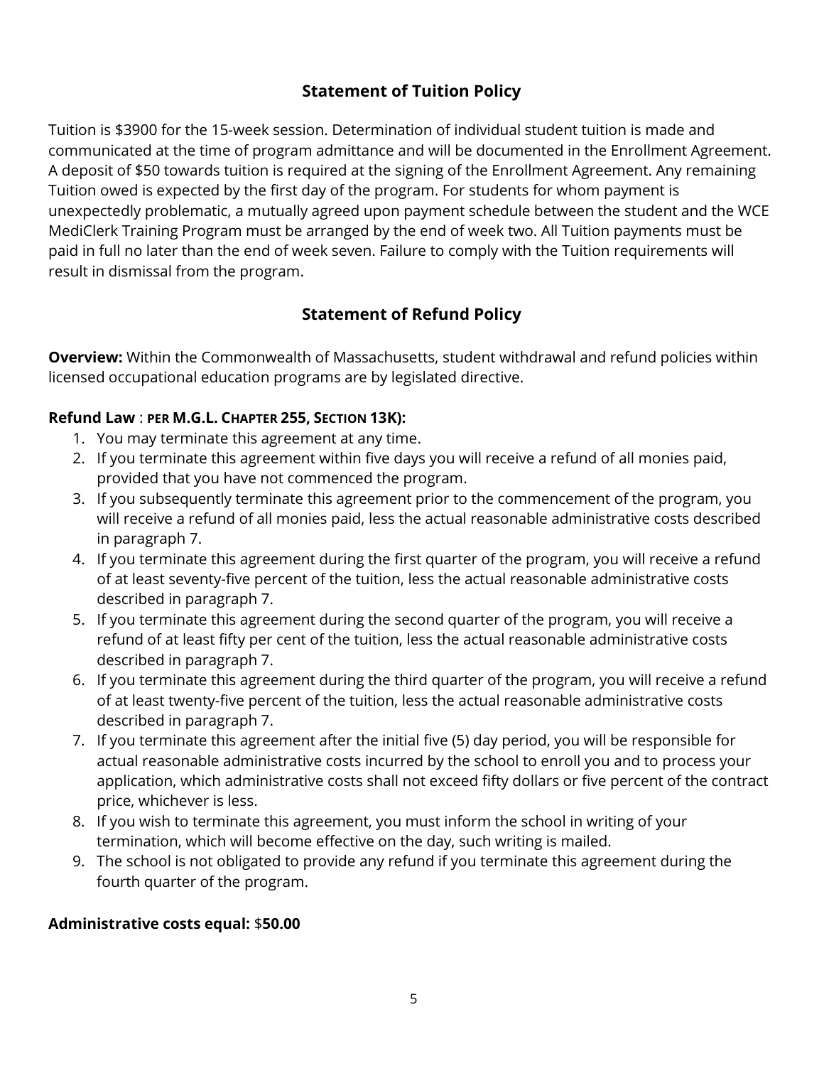## Statement of Tuition Policy

Tuition is $3900 for the 15-week session. Determination of individual student tuition is made and communicated at the time of program admittance and will be documented in the Enrollment Agreement. A deposit of $50 towards tuition is required at the signing of the Enrollment Agreement. Any remaining Tuition owed is expected by the first day of the program. For students for whom payment is unexpectedly problematic, a mutually agreed upon payment schedule between the student and the WCE MediClerk Training Program must be arranged by the end of week two. All Tuition payments must be paid in full no later than the end of week seven. Failure to comply with the Tuition requirements will result in dismissal from the program.

## Statement of Refund Policy

**Overview:** Within the Commonwealth of Massachusetts, student withdrawal and refund policies within licensed occupational education programs are by legislated directive.

**Refund Law** : **PER M.G.L. CHAPTER 255, SECTION 13K):**

1. You may terminate this agreement at any time.
2. If you terminate this agreement within five days you will receive a refund of all monies paid, provided that you have not commenced the program.
3. If you subsequently terminate this agreement prior to the commencement of the program, you will receive a refund of all monies paid, less the actual reasonable administrative costs described in paragraph 7.
4. If you terminate this agreement during the first quarter of the program, you will receive a refund of at least seventy-five percent of the tuition, less the actual reasonable administrative costs described in paragraph 7.
5. If you terminate this agreement during the second quarter of the program, you will receive a refund of at least fifty per cent of the tuition, less the actual reasonable administrative costs described in paragraph 7.
6. If you terminate this agreement during the third quarter of the program, you will receive a refund of at least twenty-five percent of the tuition, less the actual reasonable administrative costs described in paragraph 7.
7. If you terminate this agreement after the initial five (5) day period, you will be responsible for actual reasonable administrative costs incurred by the school to enroll you and to process your application, which administrative costs shall not exceed fifty dollars or five percent of the contract price, whichever is less.
8. If you wish to terminate this agreement, you must inform the school in writing of your termination, which will become effective on the day, such writing is mailed.
9. The school is not obligated to provide any refund if you terminate this agreement during the fourth quarter of the program.

**Administrative costs equal:** $**50.00**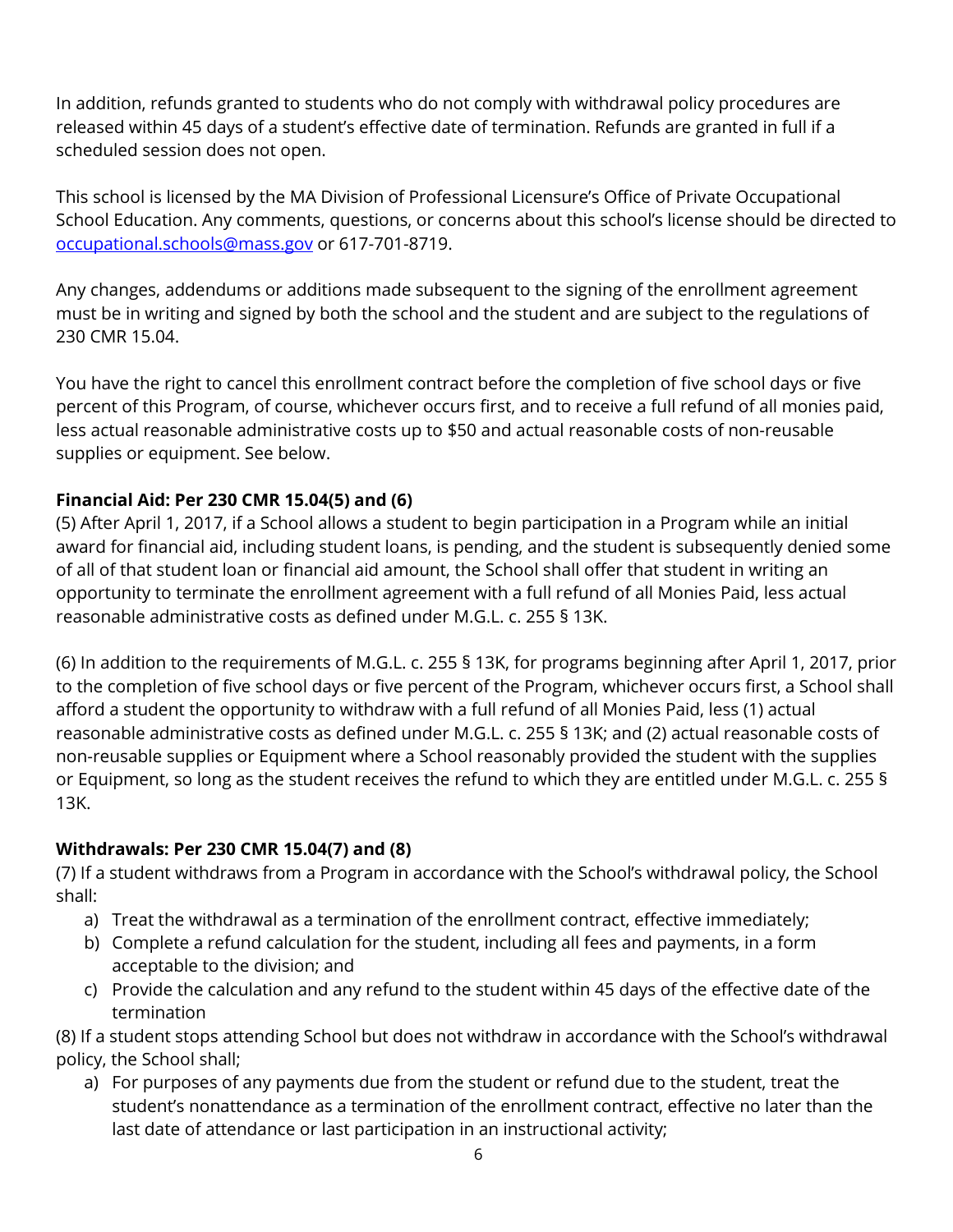In addition, refunds granted to students who do not comply with withdrawal policy procedures are released within 45 days of a student's effective date of termination. Refunds are granted in full if a scheduled session does not open.

This school is licensed by the MA Division of Professional Licensure's Office of Private Occupational School Education. Any comments, questions, or concerns about this school's license should be directed to [occupational.schools@mass.gov](mailto:occupational.schools@mass.gov) or 617-701-8719.

Any changes, addendums or additions made subsequent to the signing of the enrollment agreement must be in writing and signed by both the school and the student and are subject to the regulations of 230 CMR 15.04.

You have the right to cancel this enrollment contract before the completion of five school days or five percent of this Program, of course, whichever occurs first, and to receive a full refund of all monies paid, less actual reasonable administrative costs up to $50 and actual reasonable costs of non-reusable supplies or equipment. See below.

**Financial Aid: Per 230 CMR 15.04(5) and (6)**

(5) After April 1, 2017, if a School allows a student to begin participation in a Program while an initial award for financial aid, including student loans, is pending, and the student is subsequently denied some of all of that student loan or financial aid amount, the School shall offer that student in writing an opportunity to terminate the enrollment agreement with a full refund of all Monies Paid, less actual reasonable administrative costs as defined under M.G.L. c. 255 § 13K.

(6) In addition to the requirements of M.G.L. c. 255 § 13K, for programs beginning after April 1, 2017, prior to the completion of five school days or five percent of the Program, whichever occurs first, a School shall afford a student the opportunity to withdraw with a full refund of all Monies Paid, less (1) actual reasonable administrative costs as defined under M.G.L. c. 255 § 13K; and (2) actual reasonable costs of non-reusable supplies or Equipment where a School reasonably provided the student with the supplies or Equipment, so long as the student receives the refund to which they are entitled under M.G.L. c. 255 § 13K.

**Withdrawals: Per 230 CMR 15.04(7) and (8)**

(7) If a student withdraws from a Program in accordance with the School's withdrawal policy, the School shall:

a) Treat the withdrawal as a termination of the enrollment contract, effective immediately;
b) Complete a refund calculation for the student, including all fees and payments, in a form acceptable to the division; and
c) Provide the calculation and any refund to the student within 45 days of the effective date of the termination

(8) If a student stops attending School but does not withdraw in accordance with the School's withdrawal policy, the School shall;

a) For purposes of any payments due from the student or refund due to the student, treat the student's nonattendance as a termination of the enrollment contract, effective no later than the last date of attendance or last participation in an instructional activity;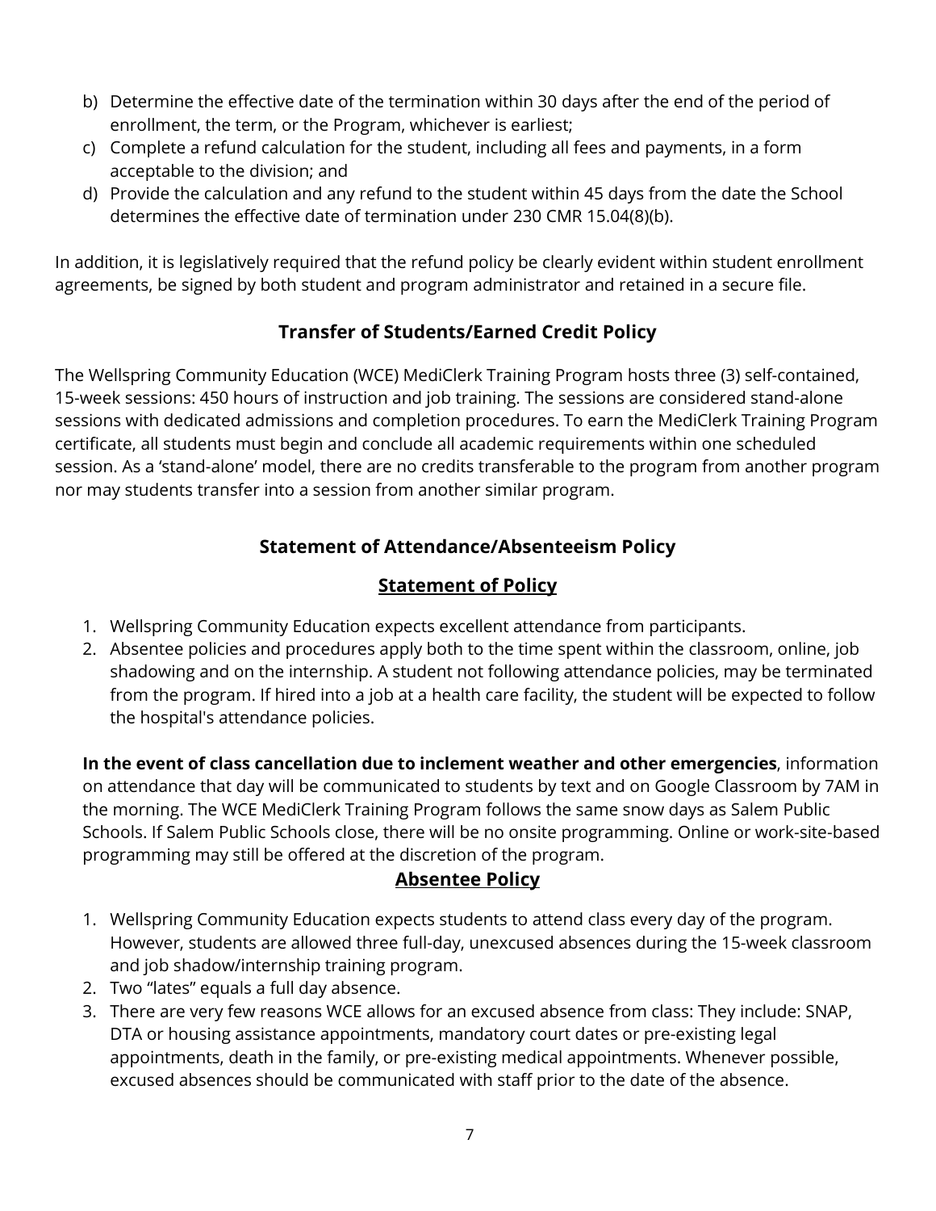b) Determine the effective date of the termination within 30 days after the end of the period of enrollment, the term, or the Program, whichever is earliest;
c) Complete a refund calculation for the student, including all fees and payments, in a form acceptable to the division; and
d) Provide the calculation and any refund to the student within 45 days from the date the School determines the effective date of termination under 230 CMR 15.04(8)(b).

In addition, it is legislatively required that the refund policy be clearly evident within student enrollment agreements, be signed by both student and program administrator and retained in a secure file.

## Transfer of Students/Earned Credit Policy

The Wellspring Community Education (WCE) MediClerk Training Program hosts three (3) self-contained, 15-week sessions: 450 hours of instruction and job training. The sessions are considered stand-alone sessions with dedicated admissions and completion procedures. To earn the MediClerk Training Program certificate, all students must begin and conclude all academic requirements within one scheduled session. As a 'stand-alone' model, there are no credits transferable to the program from another program nor may students transfer into a session from another similar program.

## Statement of Attendance/Absenteeism Policy

### Statement of Policy

1. Wellspring Community Education expects excellent attendance from participants.
2. Absentee policies and procedures apply both to the time spent within the classroom, online, job shadowing and on the internship. A student not following attendance policies, may be terminated from the program. If hired into a job at a health care facility, the student will be expected to follow the hospital's attendance policies.

**In the event of class cancellation due to inclement weather and other emergencies**, information on attendance that day will be communicated to students by text and on Google Classroom by 7AM in the morning. The WCE MediClerk Training Program follows the same snow days as Salem Public Schools. If Salem Public Schools close, there will be no onsite programming. Online or work-site-based programming may still be offered at the discretion of the program.

### Absentee Policy

1. Wellspring Community Education expects students to attend class every day of the program. However, students are allowed three full-day, unexcused absences during the 15-week classroom and job shadow/internship training program.
2. Two "lates" equals a full day absence.
3. There are very few reasons WCE allows for an excused absence from class: They include: SNAP, DTA or housing assistance appointments, mandatory court dates or pre-existing legal appointments, death in the family, or pre-existing medical appointments. Whenever possible, excused absences should be communicated with staff prior to the date of the absence.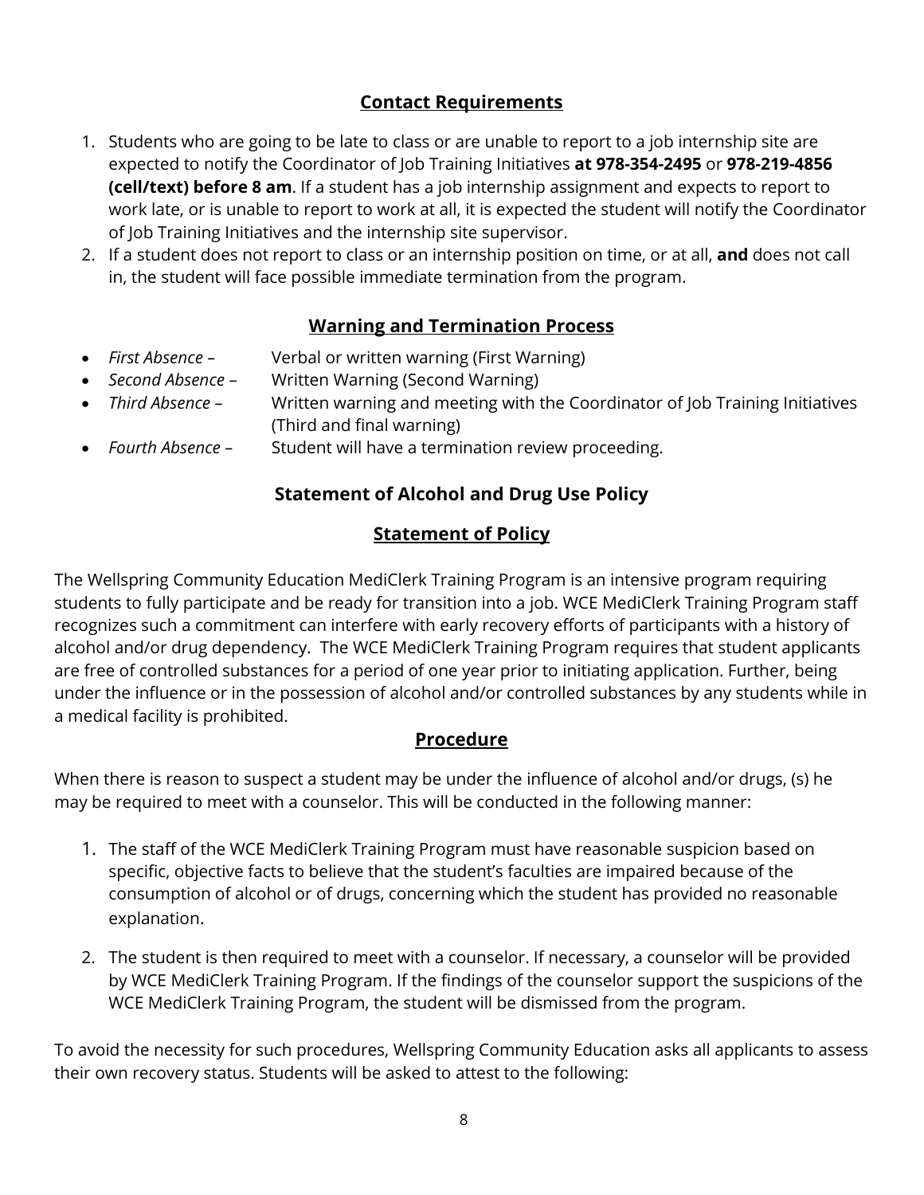## Contact Requirements

1. Students who are going to be late to class or are unable to report to a job internship site are expected to notify the Coordinator of Job Training Initiatives **at 978-354-2495** or **978-219-4856 (cell/text) before 8 am**. If a student has a job internship assignment and expects to report to work late, or is unable to report to work at all, it is expected the student will notify the Coordinator of Job Training Initiatives and the internship site supervisor.
2. If a student does not report to class or an internship position on time, or at all, **and** does not call in, the student will face possible immediate termination from the program.

## Warning and Termination Process

- *First Absence –* Verbal or written warning (First Warning)
- *Second Absence –* Written Warning (Second Warning)
- *Third Absence –* Written warning and meeting with the Coordinator of Job Training Initiatives (Third and final warning)
- *Fourth Absence –* Student will have a termination review proceeding.

## Statement of Alcohol and Drug Use Policy

### Statement of Policy

The Wellspring Community Education MediClerk Training Program is an intensive program requiring students to fully participate and be ready for transition into a job. WCE MediClerk Training Program staff recognizes such a commitment can interfere with early recovery efforts of participants with a history of alcohol and/or drug dependency. The WCE MediClerk Training Program requires that student applicants are free of controlled substances for a period of one year prior to initiating application. Further, being under the influence or in the possession of alcohol and/or controlled substances by any students while in a medical facility is prohibited.

### Procedure

When there is reason to suspect a student may be under the influence of alcohol and/or drugs, (s) he may be required to meet with a counselor. This will be conducted in the following manner:

1. The staff of the WCE MediClerk Training Program must have reasonable suspicion based on specific, objective facts to believe that the student's faculties are impaired because of the consumption of alcohol or of drugs, concerning which the student has provided no reasonable explanation.

2. The student is then required to meet with a counselor. If necessary, a counselor will be provided by WCE MediClerk Training Program. If the findings of the counselor support the suspicions of the WCE MediClerk Training Program, the student will be dismissed from the program.

To avoid the necessity for such procedures, Wellspring Community Education asks all applicants to assess their own recovery status. Students will be asked to attest to the following: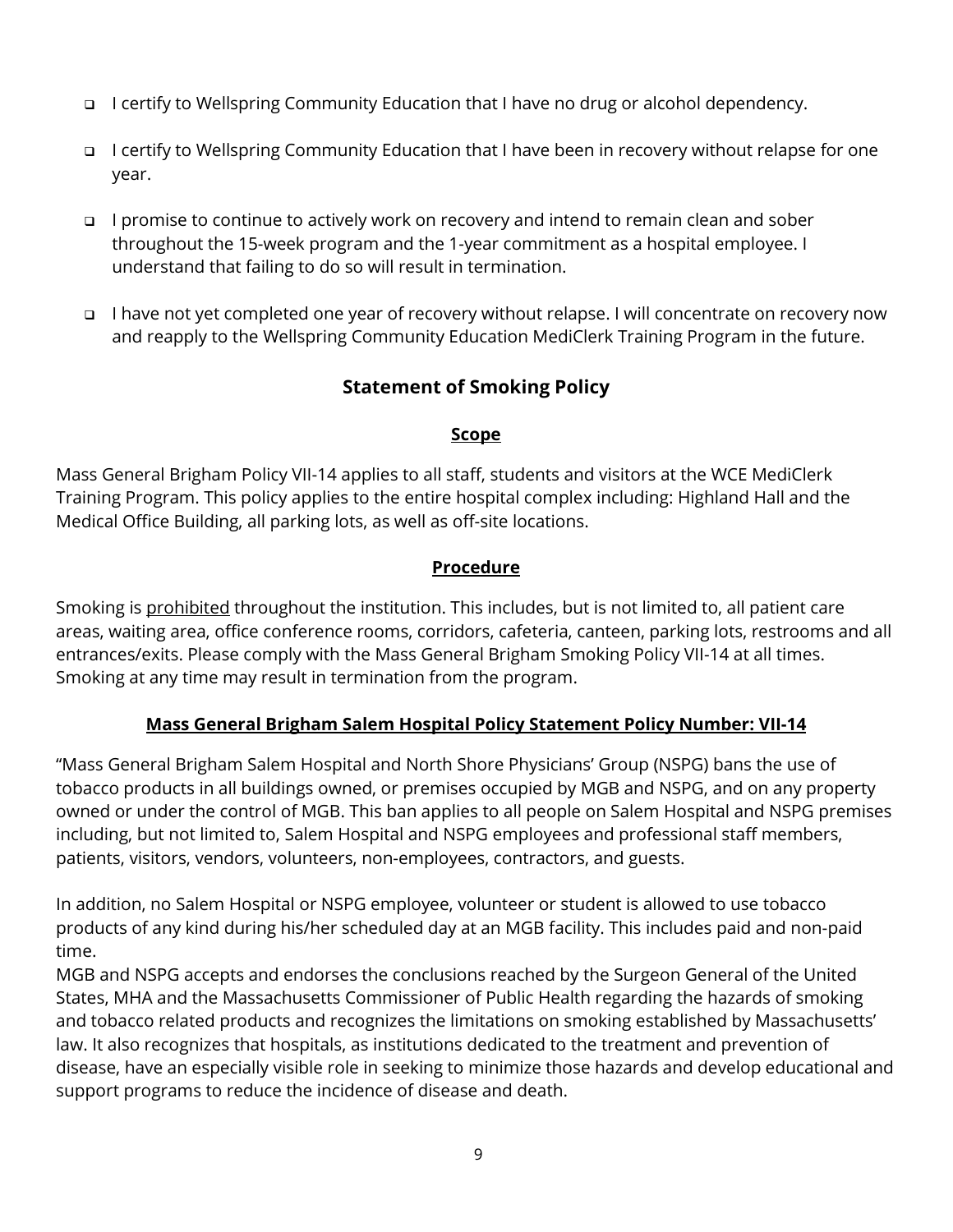- ❑ I certify to Wellspring Community Education that I have no drug or alcohol dependency.
- ❑ I certify to Wellspring Community Education that I have been in recovery without relapse for one year.
- ❑ I promise to continue to actively work on recovery and intend to remain clean and sober throughout the 15-week program and the 1-year commitment as a hospital employee. I understand that failing to do so will result in termination.
- ❑ I have not yet completed one year of recovery without relapse. I will concentrate on recovery now and reapply to the Wellspring Community Education MediClerk Training Program in the future.

## Statement of Smoking Policy

### Scope

Mass General Brigham Policy VII-14 applies to all staff, students and visitors at the WCE MediClerk Training Program. This policy applies to the entire hospital complex including: Highland Hall and the Medical Office Building, all parking lots, as well as off-site locations.

### Procedure

Smoking is prohibited throughout the institution. This includes, but is not limited to, all patient care areas, waiting area, office conference rooms, corridors, cafeteria, canteen, parking lots, restrooms and all entrances/exits. Please comply with the Mass General Brigham Smoking Policy VII-14 at all times. Smoking at any time may result in termination from the program.

### Mass General Brigham Salem Hospital Policy Statement Policy Number: VII-14

"Mass General Brigham Salem Hospital and North Shore Physicians' Group (NSPG) bans the use of tobacco products in all buildings owned, or premises occupied by MGB and NSPG, and on any property owned or under the control of MGB. This ban applies to all people on Salem Hospital and NSPG premises including, but not limited to, Salem Hospital and NSPG employees and professional staff members, patients, visitors, vendors, volunteers, non-employees, contractors, and guests.

In addition, no Salem Hospital or NSPG employee, volunteer or student is allowed to use tobacco products of any kind during his/her scheduled day at an MGB facility. This includes paid and non-paid time.

MGB and NSPG accepts and endorses the conclusions reached by the Surgeon General of the United States, MHA and the Massachusetts Commissioner of Public Health regarding the hazards of smoking and tobacco related products and recognizes the limitations on smoking established by Massachusetts' law. It also recognizes that hospitals, as institutions dedicated to the treatment and prevention of disease, have an especially visible role in seeking to minimize those hazards and develop educational and support programs to reduce the incidence of disease and death.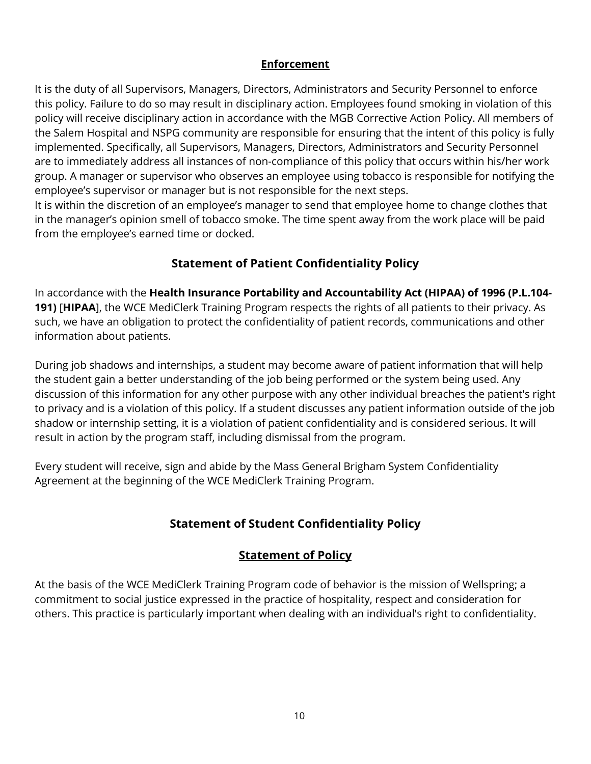**Enforcement**

It is the duty of all Supervisors, Managers, Directors, Administrators and Security Personnel to enforce this policy. Failure to do so may result in disciplinary action. Employees found smoking in violation of this policy will receive disciplinary action in accordance with the MGB Corrective Action Policy. All members of the Salem Hospital and NSPG community are responsible for ensuring that the intent of this policy is fully implemented. Specifically, all Supervisors, Managers, Directors, Administrators and Security Personnel are to immediately address all instances of non-compliance of this policy that occurs within his/her work group. A manager or supervisor who observes an employee using tobacco is responsible for notifying the employee's supervisor or manager but is not responsible for the next steps.
It is within the discretion of an employee's manager to send that employee home to change clothes that in the manager's opinion smell of tobacco smoke. The time spent away from the work place will be paid from the employee's earned time or docked.

## Statement of Patient Confidentiality Policy

In accordance with the **Health Insurance Portability and Accountability Act (HIPAA) of 1996 (P.L.104-191)** [**HIPAA**], the WCE MediClerk Training Program respects the rights of all patients to their privacy. As such, we have an obligation to protect the confidentiality of patient records, communications and other information about patients.

During job shadows and internships, a student may become aware of patient information that will help the student gain a better understanding of the job being performed or the system being used. Any discussion of this information for any other purpose with any other individual breaches the patient's right to privacy and is a violation of this policy. If a student discusses any patient information outside of the job shadow or internship setting, it is a violation of patient confidentiality and is considered serious. It will result in action by the program staff, including dismissal from the program.

Every student will receive, sign and abide by the Mass General Brigham System Confidentiality Agreement at the beginning of the WCE MediClerk Training Program.

## Statement of Student Confidentiality Policy

### Statement of Policy

At the basis of the WCE MediClerk Training Program code of behavior is the mission of Wellspring; a commitment to social justice expressed in the practice of hospitality, respect and consideration for others. This practice is particularly important when dealing with an individual's right to confidentiality.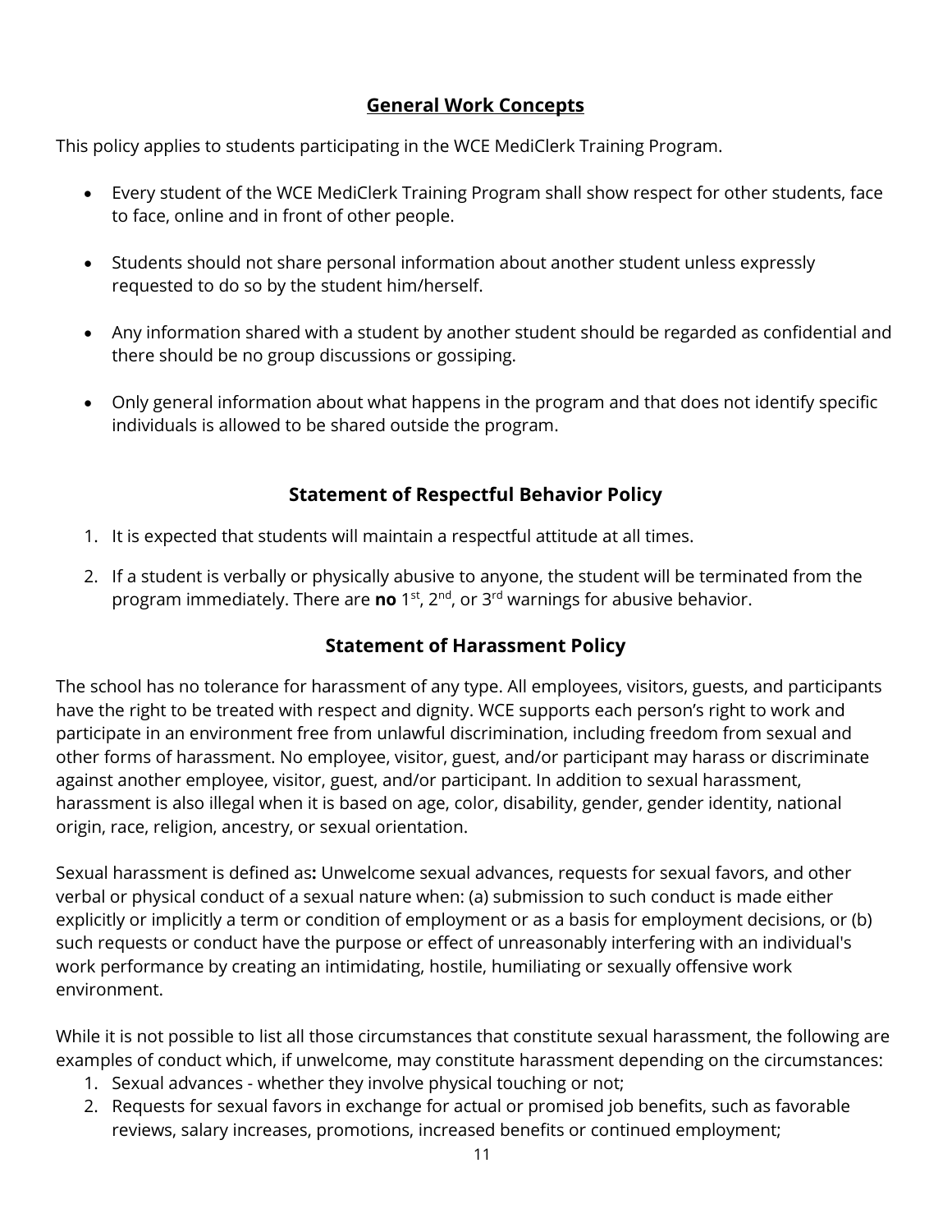## General Work Concepts

This policy applies to students participating in the WCE MediClerk Training Program.

- Every student of the WCE MediClerk Training Program shall show respect for other students, face to face, online and in front of other people.
- Students should not share personal information about another student unless expressly requested to do so by the student him/herself.
- Any information shared with a student by another student should be regarded as confidential and there should be no group discussions or gossiping.
- Only general information about what happens in the program and that does not identify specific individuals is allowed to be shared outside the program.

## Statement of Respectful Behavior Policy

1. It is expected that students will maintain a respectful attitude at all times.
2. If a student is verbally or physically abusive to anyone, the student will be terminated from the program immediately. There are **no** 1st, 2nd, or 3rd warnings for abusive behavior.

## Statement of Harassment Policy

The school has no tolerance for harassment of any type. All employees, visitors, guests, and participants have the right to be treated with respect and dignity. WCE supports each person's right to work and participate in an environment free from unlawful discrimination, including freedom from sexual and other forms of harassment. No employee, visitor, guest, and/or participant may harass or discriminate against another employee, visitor, guest, and/or participant. In addition to sexual harassment, harassment is also illegal when it is based on age, color, disability, gender, gender identity, national origin, race, religion, ancestry, or sexual orientation.

Sexual harassment is defined as**:** Unwelcome sexual advances, requests for sexual favors, and other verbal or physical conduct of a sexual nature when: (a) submission to such conduct is made either explicitly or implicitly a term or condition of employment or as a basis for employment decisions, or (b) such requests or conduct have the purpose or effect of unreasonably interfering with an individual's work performance by creating an intimidating, hostile, humiliating or sexually offensive work environment.

While it is not possible to list all those circumstances that constitute sexual harassment, the following are examples of conduct which, if unwelcome, may constitute harassment depending on the circumstances:

1. Sexual advances - whether they involve physical touching or not;
2. Requests for sexual favors in exchange for actual or promised job benefits, such as favorable reviews, salary increases, promotions, increased benefits or continued employment;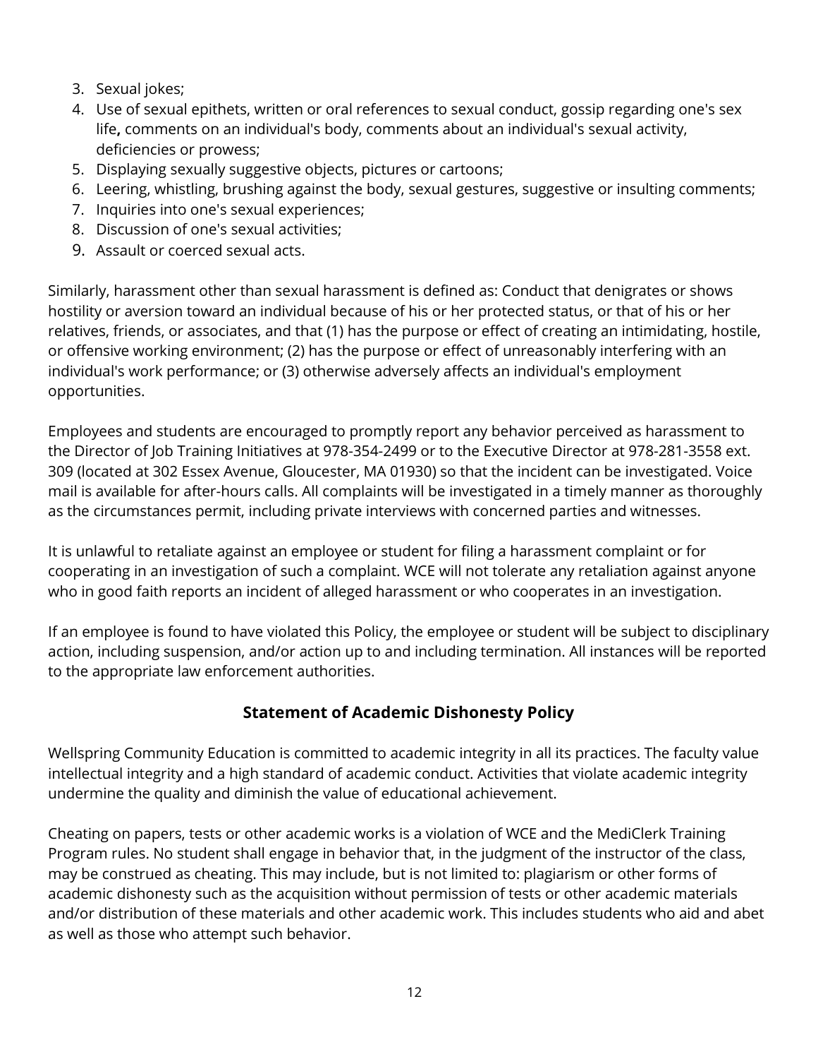3. Sexual jokes;
4. Use of sexual epithets, written or oral references to sexual conduct, gossip regarding one's sex life**,** comments on an individual's body, comments about an individual's sexual activity, deficiencies or prowess;
5. Displaying sexually suggestive objects, pictures or cartoons;
6. Leering, whistling, brushing against the body, sexual gestures, suggestive or insulting comments;
7. Inquiries into one's sexual experiences;
8. Discussion of one's sexual activities;
9. Assault or coerced sexual acts.

Similarly, harassment other than sexual harassment is defined as: Conduct that denigrates or shows hostility or aversion toward an individual because of his or her protected status, or that of his or her relatives, friends, or associates, and that (1) has the purpose or effect of creating an intimidating, hostile, or offensive working environment; (2) has the purpose or effect of unreasonably interfering with an individual's work performance; or (3) otherwise adversely affects an individual's employment opportunities.

Employees and students are encouraged to promptly report any behavior perceived as harassment to the Director of Job Training Initiatives at 978-354-2499 or to the Executive Director at 978-281-3558 ext. 309 (located at 302 Essex Avenue, Gloucester, MA 01930) so that the incident can be investigated. Voice mail is available for after-hours calls. All complaints will be investigated in a timely manner as thoroughly as the circumstances permit, including private interviews with concerned parties and witnesses.

It is unlawful to retaliate against an employee or student for filing a harassment complaint or for cooperating in an investigation of such a complaint. WCE will not tolerate any retaliation against anyone who in good faith reports an incident of alleged harassment or who cooperates in an investigation.

If an employee is found to have violated this Policy, the employee or student will be subject to disciplinary action, including suspension, and/or action up to and including termination. All instances will be reported to the appropriate law enforcement authorities.

## Statement of Academic Dishonesty Policy

Wellspring Community Education is committed to academic integrity in all its practices. The faculty value intellectual integrity and a high standard of academic conduct. Activities that violate academic integrity undermine the quality and diminish the value of educational achievement.

Cheating on papers, tests or other academic works is a violation of WCE and the MediClerk Training Program rules. No student shall engage in behavior that, in the judgment of the instructor of the class, may be construed as cheating. This may include, but is not limited to: plagiarism or other forms of academic dishonesty such as the acquisition without permission of tests or other academic materials and/or distribution of these materials and other academic work. This includes students who aid and abet as well as those who attempt such behavior.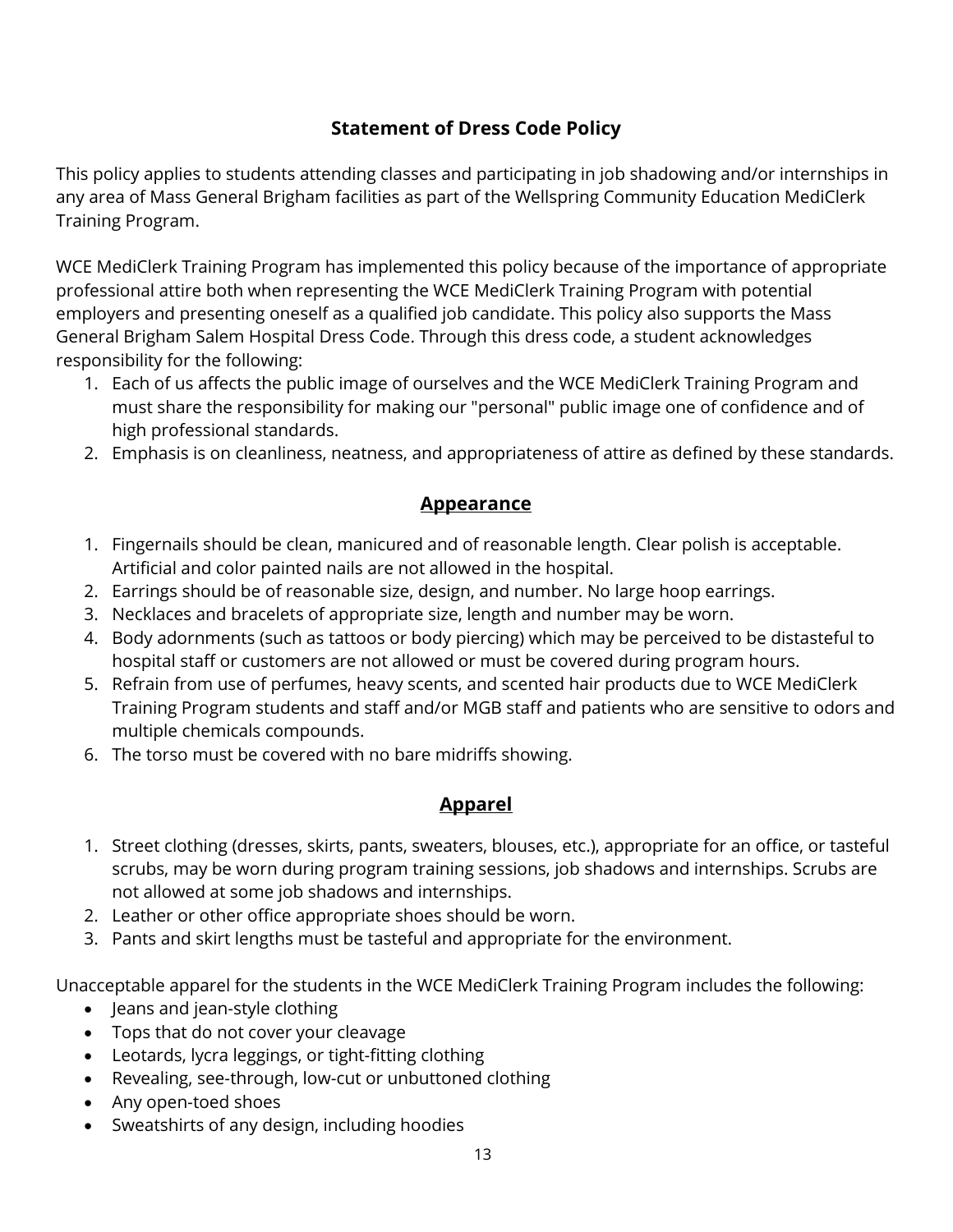## Statement of Dress Code Policy

This policy applies to students attending classes and participating in job shadowing and/or internships in any area of Mass General Brigham facilities as part of the Wellspring Community Education MediClerk Training Program.

WCE MediClerk Training Program has implemented this policy because of the importance of appropriate professional attire both when representing the WCE MediClerk Training Program with potential employers and presenting oneself as a qualified job candidate. This policy also supports the Mass General Brigham Salem Hospital Dress Code. Through this dress code, a student acknowledges responsibility for the following:

1. Each of us affects the public image of ourselves and the WCE MediClerk Training Program and must share the responsibility for making our "personal" public image one of confidence and of high professional standards.
2. Emphasis is on cleanliness, neatness, and appropriateness of attire as defined by these standards.

## Appearance

1. Fingernails should be clean, manicured and of reasonable length. Clear polish is acceptable. Artificial and color painted nails are not allowed in the hospital.
2. Earrings should be of reasonable size, design, and number. No large hoop earrings.
3. Necklaces and bracelets of appropriate size, length and number may be worn.
4. Body adornments (such as tattoos or body piercing) which may be perceived to be distasteful to hospital staff or customers are not allowed or must be covered during program hours.
5. Refrain from use of perfumes, heavy scents, and scented hair products due to WCE MediClerk Training Program students and staff and/or MGB staff and patients who are sensitive to odors and multiple chemicals compounds.
6. The torso must be covered with no bare midriffs showing.

## Apparel

1. Street clothing (dresses, skirts, pants, sweaters, blouses, etc.), appropriate for an office, or tasteful scrubs, may be worn during program training sessions, job shadows and internships. Scrubs are not allowed at some job shadows and internships.
2. Leather or other office appropriate shoes should be worn.
3. Pants and skirt lengths must be tasteful and appropriate for the environment.

Unacceptable apparel for the students in the WCE MediClerk Training Program includes the following:

- Jeans and jean-style clothing
- Tops that do not cover your cleavage
- Leotards, lycra leggings, or tight-fitting clothing
- Revealing, see-through, low-cut or unbuttoned clothing
- Any open-toed shoes
- Sweatshirts of any design, including hoodies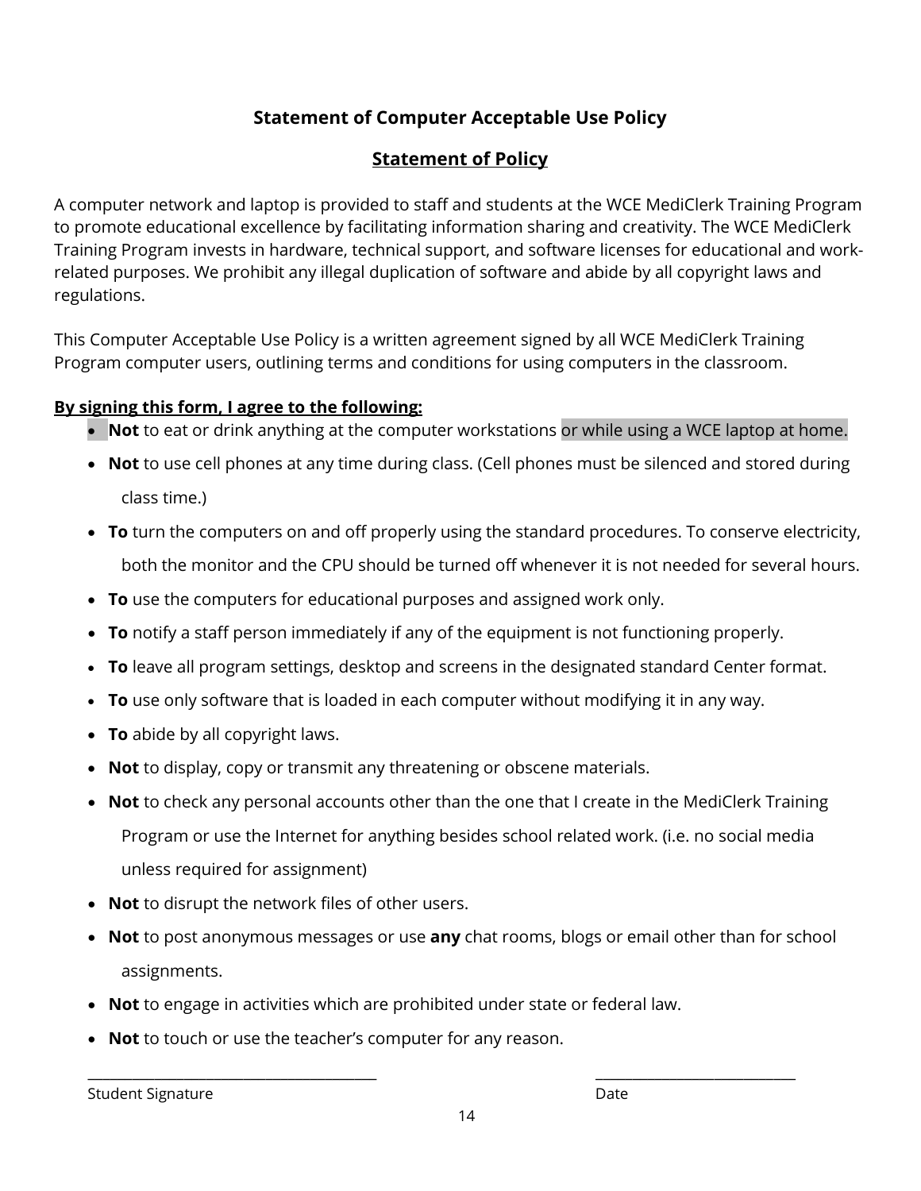## Statement of Computer Acceptable Use Policy

## Statement of Policy

A computer network and laptop is provided to staff and students at the WCE MediClerk Training Program to promote educational excellence by facilitating information sharing and creativity. The WCE MediClerk Training Program invests in hardware, technical support, and software licenses for educational and work-related purposes. We prohibit any illegal duplication of software and abide by all copyright laws and regulations.

This Computer Acceptable Use Policy is a written agreement signed by all WCE MediClerk Training Program computer users, outlining terms and conditions for using computers in the classroom.

**By signing this form, I agree to the following:**

- **Not** to eat or drink anything at the computer workstations or while using a WCE laptop at home.
- **Not** to use cell phones at any time during class. (Cell phones must be silenced and stored during class time.)
- **To** turn the computers on and off properly using the standard procedures. To conserve electricity, both the monitor and the CPU should be turned off whenever it is not needed for several hours.
- **To** use the computers for educational purposes and assigned work only.
- **To** notify a staff person immediately if any of the equipment is not functioning properly.
- **To** leave all program settings, desktop and screens in the designated standard Center format.
- **To** use only software that is loaded in each computer without modifying it in any way.
- **To** abide by all copyright laws.
- **Not** to display, copy or transmit any threatening or obscene materials.
- **Not** to check any personal accounts other than the one that I create in the MediClerk Training Program or use the Internet for anything besides school related work. (i.e. no social media unless required for assignment)
- **Not** to disrupt the network files of other users.
- **Not** to post anonymous messages or use **any** chat rooms, blogs or email other than for school assignments.
- **Not** to engage in activities which are prohibited under state or federal law.
- **Not** to touch or use the teacher's computer for any reason.

\_\_\_\_\_\_\_\_\_\_\_\_\_\_\_\_\_\_\_\_\_\_\_\_\_\_\_\_\_\_\_\_\_\_\_\_\_\_ &nbsp;&nbsp;&nbsp;&nbsp;&nbsp;&nbsp;&nbsp;&nbsp; \_\_\_\_\_\_\_\_\_\_\_\_\_\_\_\_\_\_\_\_\_\_\_\_\_\_\_
Student Signature &nbsp;&nbsp;&nbsp;&nbsp;&nbsp;&nbsp;&nbsp;&nbsp;&nbsp;&nbsp;&nbsp;&nbsp;&nbsp;&nbsp;&nbsp;&nbsp;&nbsp;&nbsp;&nbsp;&nbsp;&nbsp;&nbsp;&nbsp;&nbsp;&nbsp;&nbsp;&nbsp;&nbsp;&nbsp;&nbsp;&nbsp;&nbsp; Date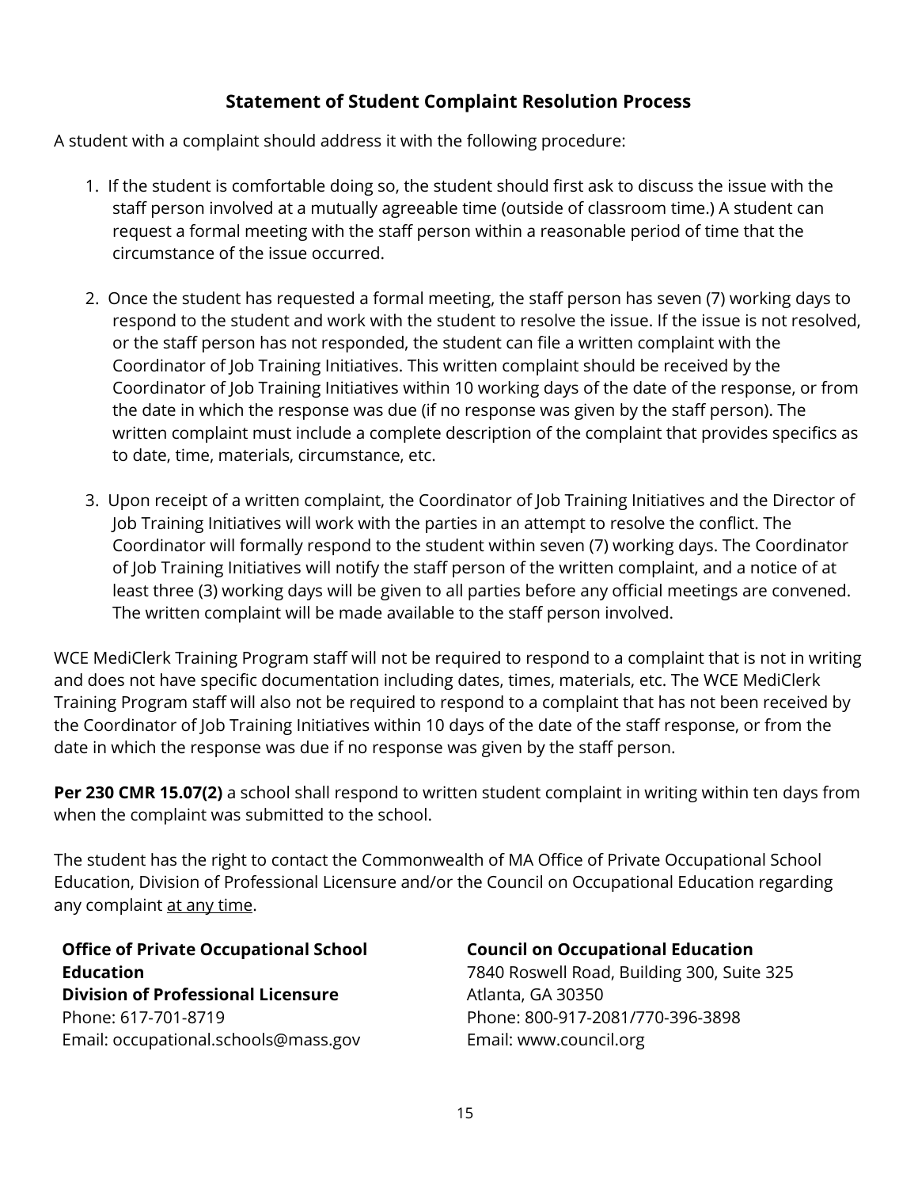## Statement of Student Complaint Resolution Process

A student with a complaint should address it with the following procedure:

1. If the student is comfortable doing so, the student should first ask to discuss the issue with the staff person involved at a mutually agreeable time (outside of classroom time.) A student can request a formal meeting with the staff person within a reasonable period of time that the circumstance of the issue occurred.

2. Once the student has requested a formal meeting, the staff person has seven (7) working days to respond to the student and work with the student to resolve the issue. If the issue is not resolved, or the staff person has not responded, the student can file a written complaint with the Coordinator of Job Training Initiatives. This written complaint should be received by the Coordinator of Job Training Initiatives within 10 working days of the date of the response, or from the date in which the response was due (if no response was given by the staff person). The written complaint must include a complete description of the complaint that provides specifics as to date, time, materials, circumstance, etc.

3. Upon receipt of a written complaint, the Coordinator of Job Training Initiatives and the Director of Job Training Initiatives will work with the parties in an attempt to resolve the conflict. The Coordinator will formally respond to the student within seven (7) working days. The Coordinator of Job Training Initiatives will notify the staff person of the written complaint, and a notice of at least three (3) working days will be given to all parties before any official meetings are convened. The written complaint will be made available to the staff person involved.

WCE MediClerk Training Program staff will not be required to respond to a complaint that is not in writing and does not have specific documentation including dates, times, materials, etc. The WCE MediClerk Training Program staff will also not be required to respond to a complaint that has not been received by the Coordinator of Job Training Initiatives within 10 days of the date of the staff response, or from the date in which the response was due if no response was given by the staff person.

**Per 230 CMR 15.07(2)** a school shall respond to written student complaint in writing within ten days from when the complaint was submitted to the school.

The student has the right to contact the Commonwealth of MA Office of Private Occupational School Education, Division of Professional Licensure and/or the Council on Occupational Education regarding any complaint <u>at any time</u>.

**Office of Private Occupational School Education**
**Division of Professional Licensure**
Phone: 617-701-8719
Email: occupational.schools@mass.gov

**Council on Occupational Education**
7840 Roswell Road, Building 300, Suite 325
Atlanta, GA 30350
Phone: 800-917-2081/770-396-3898
Email: www.council.org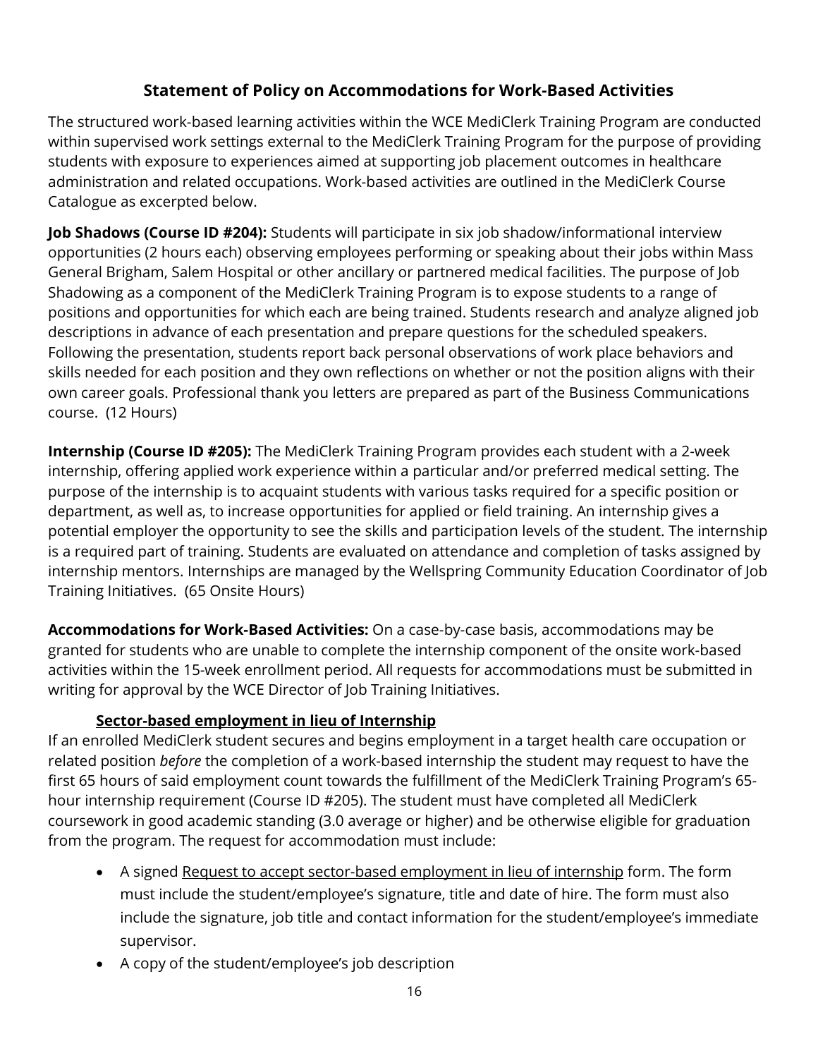## Statement of Policy on Accommodations for Work-Based Activities

The structured work-based learning activities within the WCE MediClerk Training Program are conducted within supervised work settings external to the MediClerk Training Program for the purpose of providing students with exposure to experiences aimed at supporting job placement outcomes in healthcare administration and related occupations. Work-based activities are outlined in the MediClerk Course Catalogue as excerpted below.

**Job Shadows (Course ID #204):** Students will participate in six job shadow/informational interview opportunities (2 hours each) observing employees performing or speaking about their jobs within Mass General Brigham, Salem Hospital or other ancillary or partnered medical facilities. The purpose of Job Shadowing as a component of the MediClerk Training Program is to expose students to a range of positions and opportunities for which each are being trained. Students research and analyze aligned job descriptions in advance of each presentation and prepare questions for the scheduled speakers. Following the presentation, students report back personal observations of work place behaviors and skills needed for each position and they own reflections on whether or not the position aligns with their own career goals. Professional thank you letters are prepared as part of the Business Communications course. (12 Hours)

**Internship (Course ID #205):** The MediClerk Training Program provides each student with a 2-week internship, offering applied work experience within a particular and/or preferred medical setting. The purpose of the internship is to acquaint students with various tasks required for a specific position or department, as well as, to increase opportunities for applied or field training. An internship gives a potential employer the opportunity to see the skills and participation levels of the student. The internship is a required part of training. Students are evaluated on attendance and completion of tasks assigned by internship mentors. Internships are managed by the Wellspring Community Education Coordinator of Job Training Initiatives. (65 Onsite Hours)

**Accommodations for Work-Based Activities:** On a case-by-case basis, accommodations may be granted for students who are unable to complete the internship component of the onsite work-based activities within the 15-week enrollment period. All requests for accommodations must be submitted in writing for approval by the WCE Director of Job Training Initiatives.

**Sector-based employment in lieu of Internship**

If an enrolled MediClerk student secures and begins employment in a target health care occupation or related position *before* the completion of a work-based internship the student may request to have the first 65 hours of said employment count towards the fulfillment of the MediClerk Training Program's 65-hour internship requirement (Course ID #205). The student must have completed all MediClerk coursework in good academic standing (3.0 average or higher) and be otherwise eligible for graduation from the program. The request for accommodation must include:

- A signed Request to accept sector-based employment in lieu of internship form. The form must include the student/employee's signature, title and date of hire. The form must also include the signature, job title and contact information for the student/employee's immediate supervisor.
- A copy of the student/employee's job description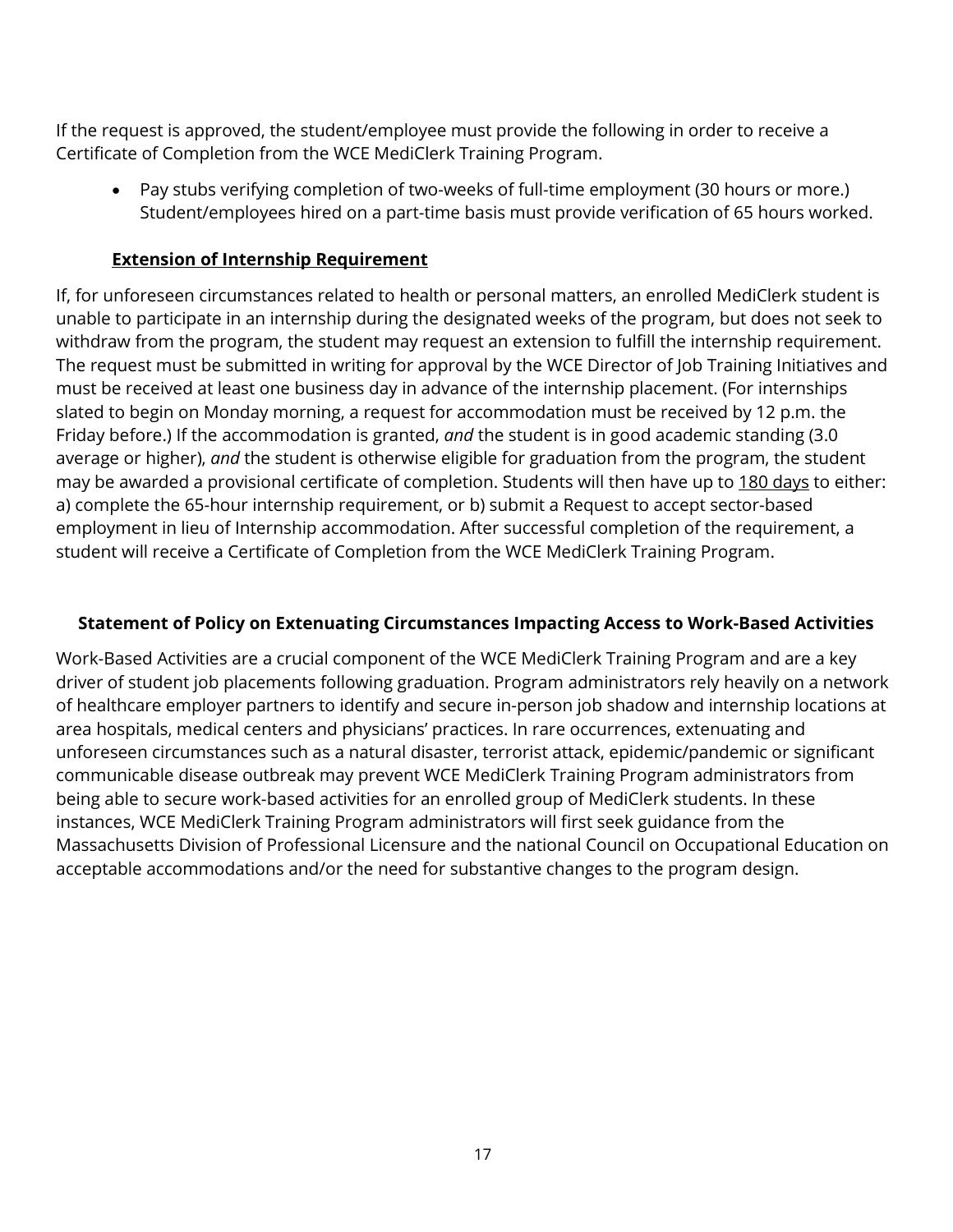If the request is approved, the student/employee must provide the following in order to receive a Certificate of Completion from the WCE MediClerk Training Program.

- Pay stubs verifying completion of two-weeks of full-time employment (30 hours or more.) Student/employees hired on a part-time basis must provide verification of 65 hours worked.

### <u>Extension of Internship Requirement</u>

If, for unforeseen circumstances related to health or personal matters, an enrolled MediClerk student is unable to participate in an internship during the designated weeks of the program, but does not seek to withdraw from the program, the student may request an extension to fulfill the internship requirement. The request must be submitted in writing for approval by the WCE Director of Job Training Initiatives and must be received at least one business day in advance of the internship placement. (For internships slated to begin on Monday morning, a request for accommodation must be received by 12 p.m. the Friday before.) If the accommodation is granted, *and* the student is in good academic standing (3.0 average or higher), *and* the student is otherwise eligible for graduation from the program, the student may be awarded a provisional certificate of completion. Students will then have up to <u>180 days</u> to either: a) complete the 65-hour internship requirement, or b) submit a Request to accept sector-based employment in lieu of Internship accommodation. After successful completion of the requirement, a student will receive a Certificate of Completion from the WCE MediClerk Training Program.

### Statement of Policy on Extenuating Circumstances Impacting Access to Work-Based Activities

Work-Based Activities are a crucial component of the WCE MediClerk Training Program and are a key driver of student job placements following graduation. Program administrators rely heavily on a network of healthcare employer partners to identify and secure in-person job shadow and internship locations at area hospitals, medical centers and physicians' practices. In rare occurrences, extenuating and unforeseen circumstances such as a natural disaster, terrorist attack, epidemic/pandemic or significant communicable disease outbreak may prevent WCE MediClerk Training Program administrators from being able to secure work-based activities for an enrolled group of MediClerk students. In these instances, WCE MediClerk Training Program administrators will first seek guidance from the Massachusetts Division of Professional Licensure and the national Council on Occupational Education on acceptable accommodations and/or the need for substantive changes to the program design.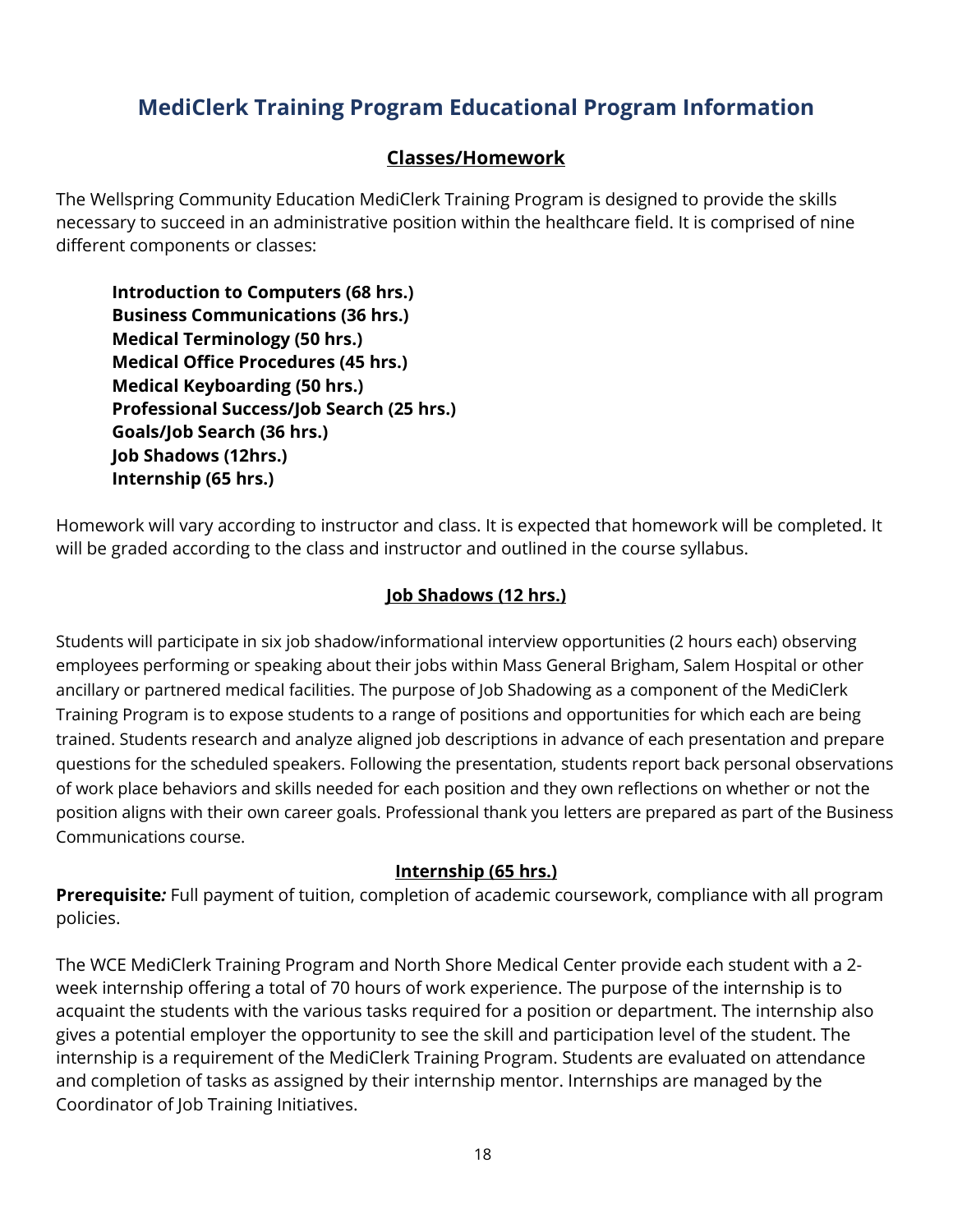# MediClerk Training Program Educational Program Information

## Classes/Homework

The Wellspring Community Education MediClerk Training Program is designed to provide the skills necessary to succeed in an administrative position within the healthcare field. It is comprised of nine different components or classes:

**Introduction to Computers (68 hrs.)**
**Business Communications (36 hrs.)**
**Medical Terminology (50 hrs.)**
**Medical Office Procedures (45 hrs.)**
**Medical Keyboarding (50 hrs.)**
**Professional Success/Job Search (25 hrs.)**
**Goals/Job Search (36 hrs.)**
**Job Shadows (12hrs.)**
**Internship (65 hrs.)**

Homework will vary according to instructor and class. It is expected that homework will be completed. It will be graded according to the class and instructor and outlined in the course syllabus.

## Job Shadows (12 hrs.)

Students will participate in six job shadow/informational interview opportunities (2 hours each) observing employees performing or speaking about their jobs within Mass General Brigham, Salem Hospital or other ancillary or partnered medical facilities. The purpose of Job Shadowing as a component of the MediClerk Training Program is to expose students to a range of positions and opportunities for which each are being trained. Students research and analyze aligned job descriptions in advance of each presentation and prepare questions for the scheduled speakers. Following the presentation, students report back personal observations of work place behaviors and skills needed for each position and they own reflections on whether or not the position aligns with their own career goals. Professional thank you letters are prepared as part of the Business Communications course.

## Internship (65 hrs.)

**Prerequisite*:*** Full payment of tuition, completion of academic coursework, compliance with all program policies.

The WCE MediClerk Training Program and North Shore Medical Center provide each student with a 2-week internship offering a total of 70 hours of work experience. The purpose of the internship is to acquaint the students with the various tasks required for a position or department. The internship also gives a potential employer the opportunity to see the skill and participation level of the student. The internship is a requirement of the MediClerk Training Program. Students are evaluated on attendance and completion of tasks as assigned by their internship mentor. Internships are managed by the Coordinator of Job Training Initiatives.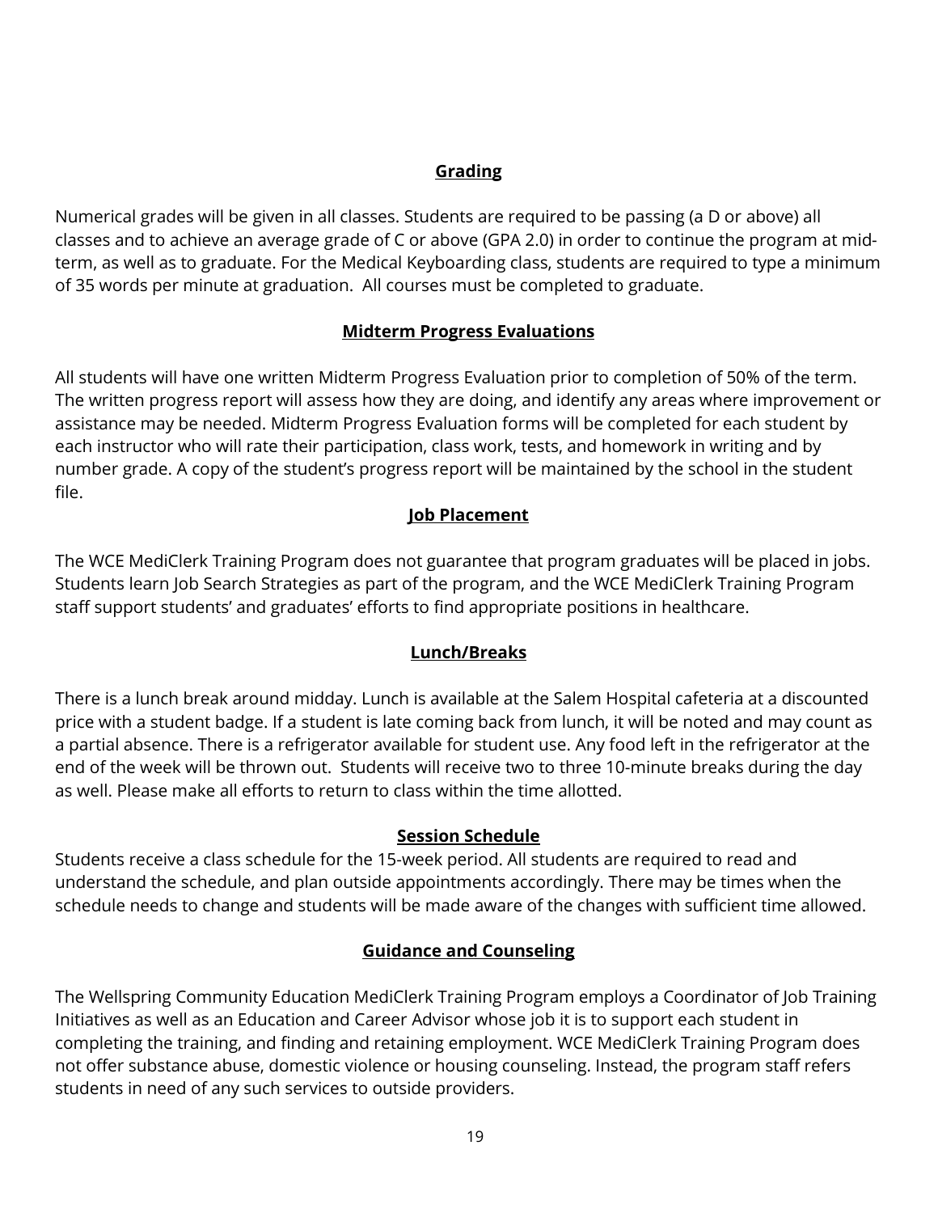## Grading

Numerical grades will be given in all classes. Students are required to be passing (a D or above) all classes and to achieve an average grade of C or above (GPA 2.0) in order to continue the program at mid-term, as well as to graduate. For the Medical Keyboarding class, students are required to type a minimum of 35 words per minute at graduation. All courses must be completed to graduate.

## Midterm Progress Evaluations

All students will have one written Midterm Progress Evaluation prior to completion of 50% of the term. The written progress report will assess how they are doing, and identify any areas where improvement or assistance may be needed. Midterm Progress Evaluation forms will be completed for each student by each instructor who will rate their participation, class work, tests, and homework in writing and by number grade. A copy of the student's progress report will be maintained by the school in the student file.

## Job Placement

The WCE MediClerk Training Program does not guarantee that program graduates will be placed in jobs. Students learn Job Search Strategies as part of the program, and the WCE MediClerk Training Program staff support students' and graduates' efforts to find appropriate positions in healthcare.

## Lunch/Breaks

There is a lunch break around midday. Lunch is available at the Salem Hospital cafeteria at a discounted price with a student badge. If a student is late coming back from lunch, it will be noted and may count as a partial absence. There is a refrigerator available for student use. Any food left in the refrigerator at the end of the week will be thrown out. Students will receive two to three 10-minute breaks during the day as well. Please make all efforts to return to class within the time allotted.

## Session Schedule

Students receive a class schedule for the 15-week period. All students are required to read and understand the schedule, and plan outside appointments accordingly. There may be times when the schedule needs to change and students will be made aware of the changes with sufficient time allowed.

## Guidance and Counseling

The Wellspring Community Education MediClerk Training Program employs a Coordinator of Job Training Initiatives as well as an Education and Career Advisor whose job it is to support each student in completing the training, and finding and retaining employment. WCE MediClerk Training Program does not offer substance abuse, domestic violence or housing counseling. Instead, the program staff refers students in need of any such services to outside providers.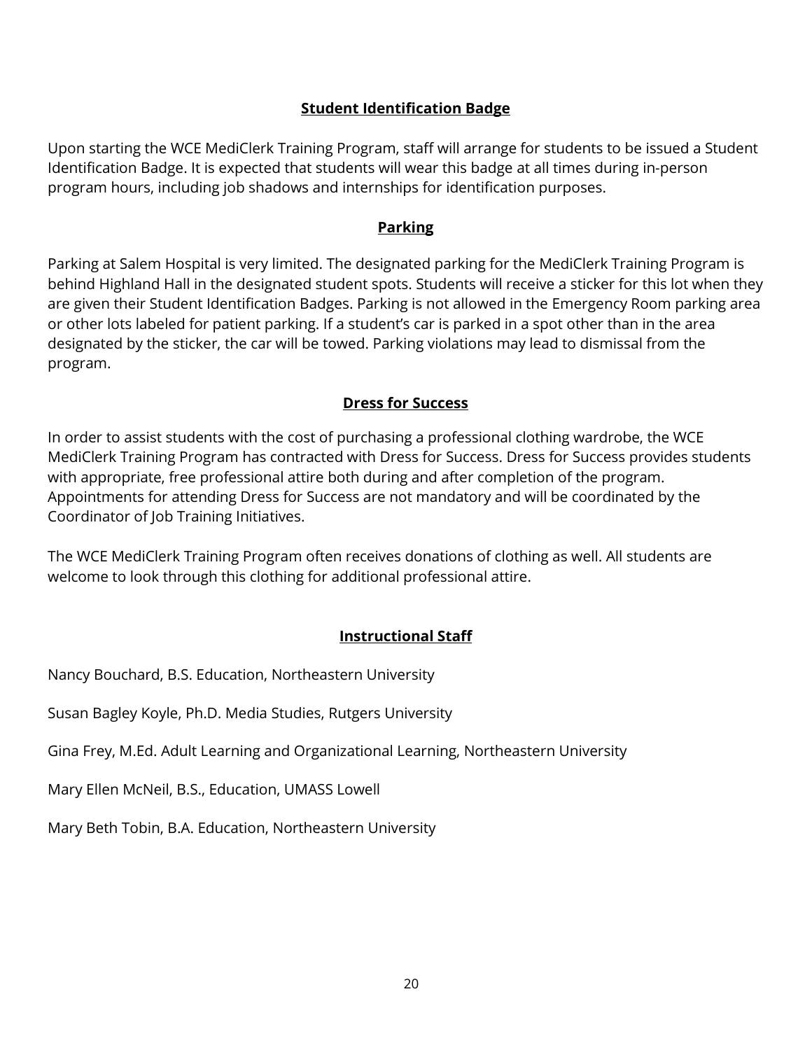## Student Identification Badge

Upon starting the WCE MediClerk Training Program, staff will arrange for students to be issued a Student Identification Badge. It is expected that students will wear this badge at all times during in-person program hours, including job shadows and internships for identification purposes.

## Parking

Parking at Salem Hospital is very limited. The designated parking for the MediClerk Training Program is behind Highland Hall in the designated student spots. Students will receive a sticker for this lot when they are given their Student Identification Badges. Parking is not allowed in the Emergency Room parking area or other lots labeled for patient parking. If a student's car is parked in a spot other than in the area designated by the sticker, the car will be towed. Parking violations may lead to dismissal from the program.

## Dress for Success

In order to assist students with the cost of purchasing a professional clothing wardrobe, the WCE MediClerk Training Program has contracted with Dress for Success. Dress for Success provides students with appropriate, free professional attire both during and after completion of the program. Appointments for attending Dress for Success are not mandatory and will be coordinated by the Coordinator of Job Training Initiatives.

The WCE MediClerk Training Program often receives donations of clothing as well. All students are welcome to look through this clothing for additional professional attire.

## Instructional Staff

Nancy Bouchard, B.S. Education, Northeastern University

Susan Bagley Koyle, Ph.D. Media Studies, Rutgers University

Gina Frey, M.Ed. Adult Learning and Organizational Learning, Northeastern University

Mary Ellen McNeil, B.S., Education, UMASS Lowell

Mary Beth Tobin, B.A. Education, Northeastern University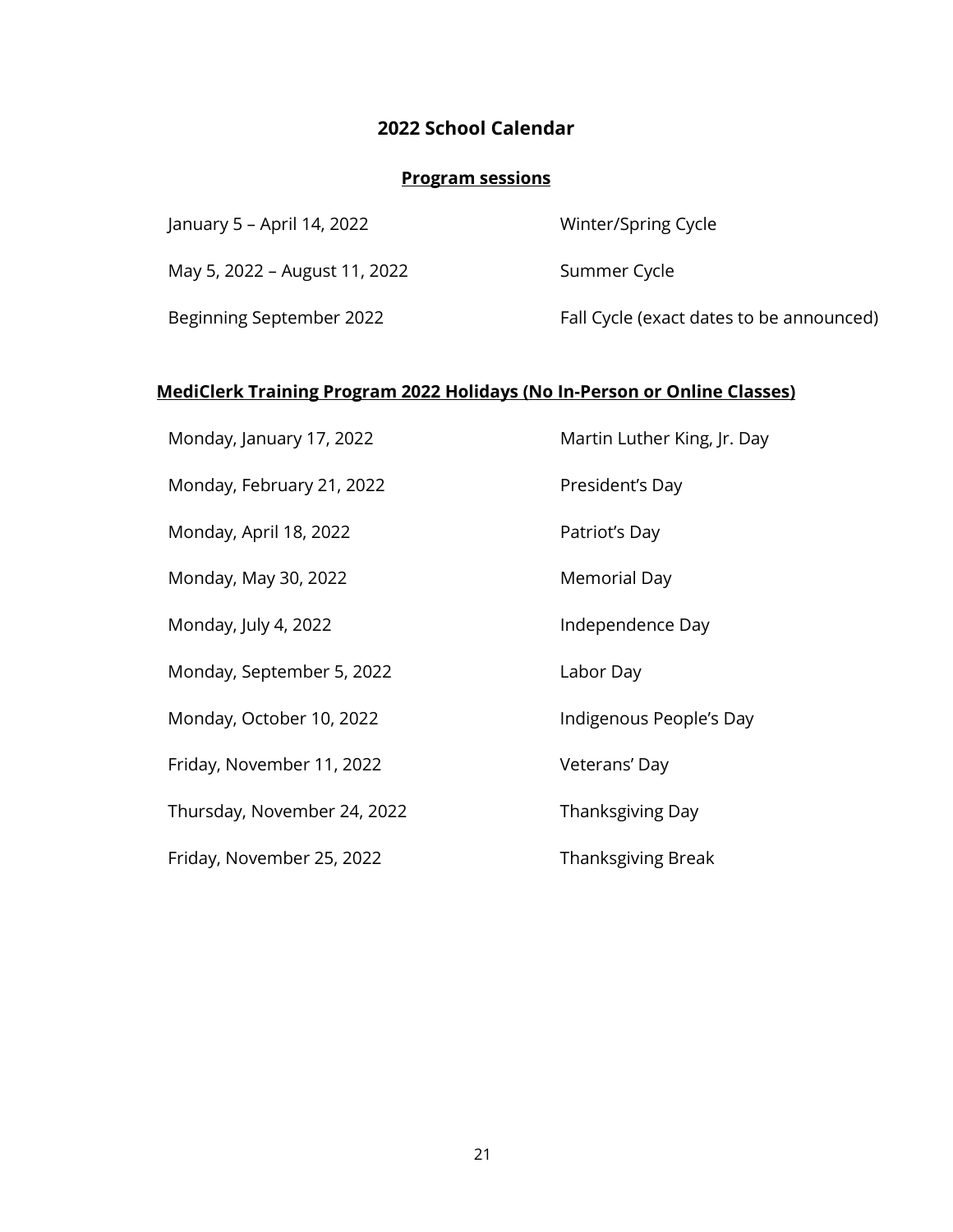# 2022 School Calendar

## Program sessions

| | |
|---|---|
| January 5 – April 14, 2022 | Winter/Spring Cycle |
| May 5, 2022 – August 11, 2022 | Summer Cycle |
| Beginning September 2022 | Fall Cycle (exact dates to be announced) |

## MediClerk Training Program 2022 Holidays (No In-Person or Online Classes)

| | |
|---|---|
| Monday, January 17, 2022 | Martin Luther King, Jr. Day |
| Monday, February 21, 2022 | President's Day |
| Monday, April 18, 2022 | Patriot's Day |
| Monday, May 30, 2022 | Memorial Day |
| Monday, July 4, 2022 | Independence Day |
| Monday, September 5, 2022 | Labor Day |
| Monday, October 10, 2022 | Indigenous People's Day |
| Friday, November 11, 2022 | Veterans' Day |
| Thursday, November 24, 2022 | Thanksgiving Day |
| Friday, November 25, 2022 | Thanksgiving Break |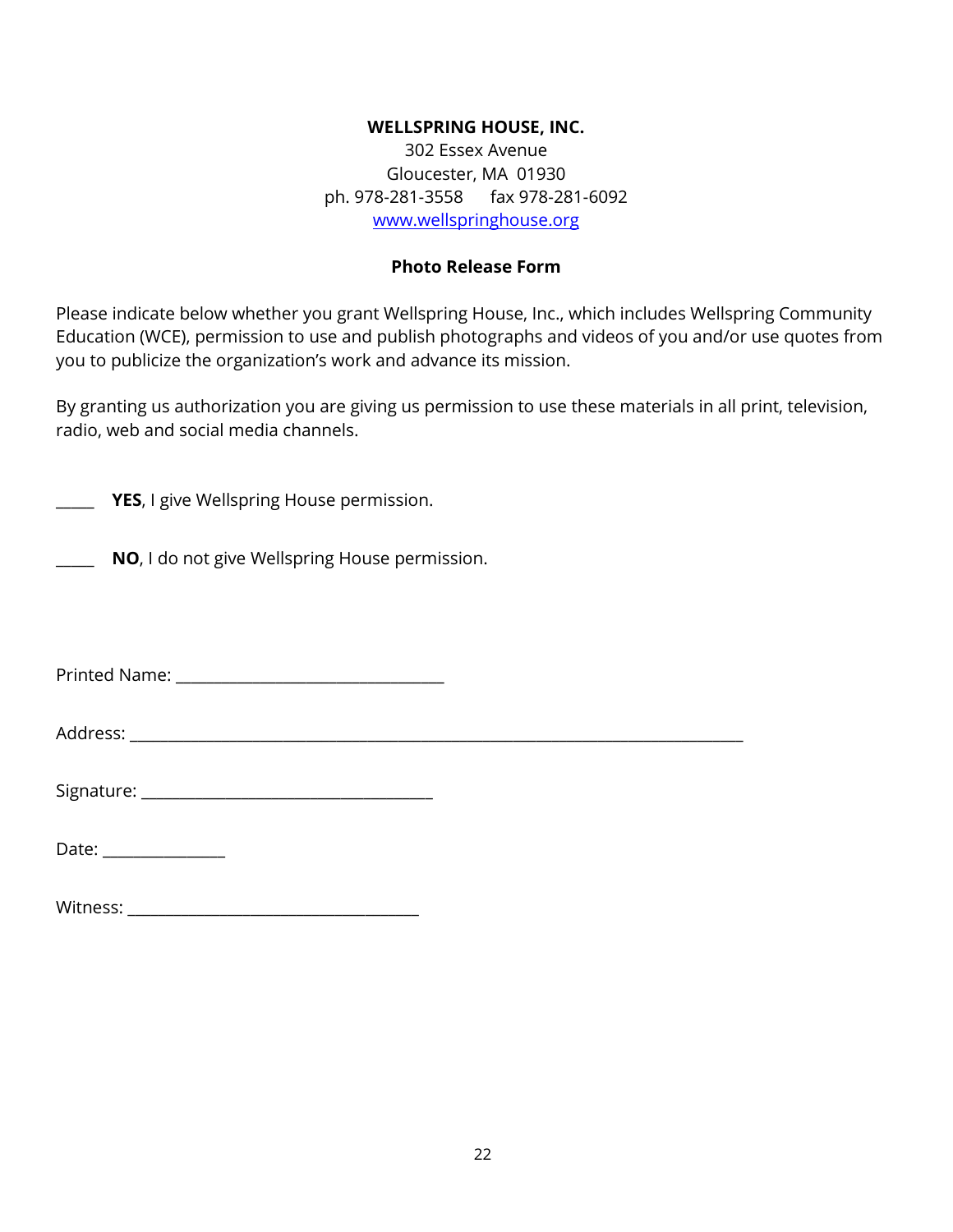**WELLSPRING HOUSE, INC.**
302 Essex Avenue
Gloucester, MA 01930
ph. 978-281-3558 fax 978-281-6092
www.wellspringhouse.org

**Photo Release Form**

Please indicate below whether you grant Wellspring House, Inc., which includes Wellspring Community Education (WCE), permission to use and publish photographs and videos of you and/or use quotes from you to publicize the organization's work and advance its mission.

By granting us authorization you are giving us permission to use these materials in all print, television, radio, web and social media channels.

_____ **YES**, I give Wellspring House permission.

_____ **NO**, I do not give Wellspring House permission.

Printed Name: ________________________________

Address: ___________________________________________________________________________

Signature: ___________________________________

Date: _______________

Witness: ___________________________________